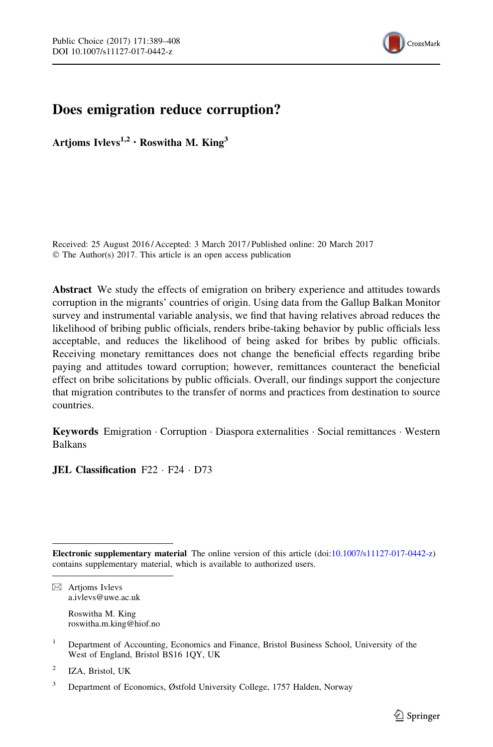# Does emigration reduce corruption?

**Artjoms Ivlevs**[1,2] **· Roswitha M. King**[3]

Received: 25 August 2016 / Accepted: 3 March 2017 / Published online: 20 March 2017
© The Author(s) 2017. This article is an open access publication

**Abstract** We study the effects of emigration on bribery experience and attitudes towards corruption in the migrants' countries of origin. Using data from the Gallup Balkan Monitor survey and instrumental variable analysis, we find that having relatives abroad reduces the likelihood of bribing public officials, renders bribe-taking behavior by public officials less acceptable, and reduces the likelihood of being asked for bribes by public officials. Receiving monetary remittances does not change the beneficial effects regarding bribe paying and attitudes toward corruption; however, remittances counteract the beneficial effect on bribe solicitations by public officials. Overall, our findings support the conjecture that migration contributes to the transfer of norms and practices from destination to source countries.

**Keywords** Emigration · Corruption · Diaspora externalities · Social remittances · Western Balkans

**JEL Classification** F22 · F24 · D73

---

**Electronic supplementary material** The online version of this article (doi:10.1007/s11127-017-0442-z) contains supplementary material, which is available to authorized users.

---

✉ Artjoms Ivlevs
a.ivlevs@uwe.ac.uk

Roswitha M. King
roswitha.m.king@hiof.no

[1] Department of Accounting, Economics and Finance, Bristol Business School, University of the West of England, Bristol BS16 1QY, UK

[2] IZA, Bristol, UK

[3] Department of Economics, Østfold University College, 1757 Halden, Norway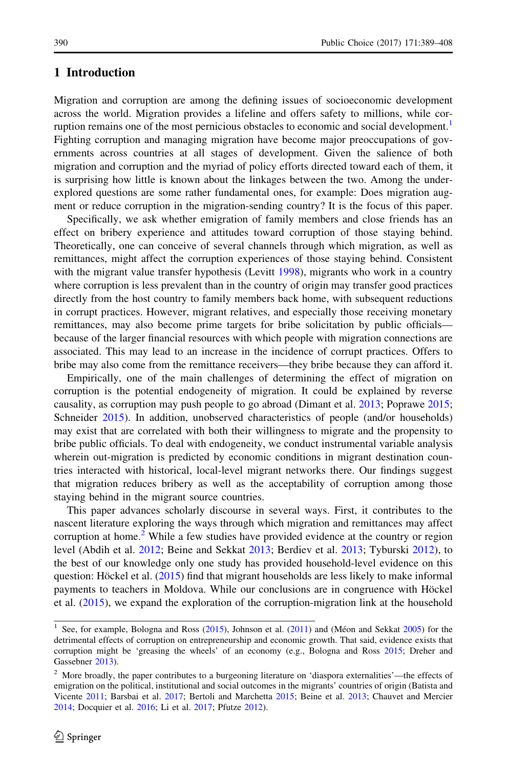## 1 Introduction

Migration and corruption are among the defining issues of socioeconomic development across the world. Migration provides a lifeline and offers safety to millions, while corruption remains one of the most pernicious obstacles to economic and social development.[1] Fighting corruption and managing migration have become major preoccupations of governments across countries at all stages of development. Given the salience of both migration and corruption and the myriad of policy efforts directed toward each of them, it is surprising how little is known about the linkages between the two. Among the underexplored questions are some rather fundamental ones, for example: Does migration augment or reduce corruption in the migration-sending country? It is the focus of this paper.

Specifically, we ask whether emigration of family members and close friends has an effect on bribery experience and attitudes toward corruption of those staying behind. Theoretically, one can conceive of several channels through which migration, as well as remittances, might affect the corruption experiences of those staying behind. Consistent with the migrant value transfer hypothesis (Levitt 1998), migrants who work in a country where corruption is less prevalent than in the country of origin may transfer good practices directly from the host country to family members back home, with subsequent reductions in corrupt practices. However, migrant relatives, and especially those receiving monetary remittances, may also become prime targets for bribe solicitation by public officials—because of the larger financial resources with which people with migration connections are associated. This may lead to an increase in the incidence of corrupt practices. Offers to bribe may also come from the remittance receivers—they bribe because they can afford it.

Empirically, one of the main challenges of determining the effect of migration on corruption is the potential endogeneity of migration. It could be explained by reverse causality, as corruption may push people to go abroad (Dimant et al. 2013; Poprawe 2015; Schneider 2015). In addition, unobserved characteristics of people (and/or households) may exist that are correlated with both their willingness to migrate and the propensity to bribe public officials. To deal with endogeneity, we conduct instrumental variable analysis wherein out-migration is predicted by economic conditions in migrant destination countries interacted with historical, local-level migrant networks there. Our findings suggest that migration reduces bribery as well as the acceptability of corruption among those staying behind in the migrant source countries.

This paper advances scholarly discourse in several ways. First, it contributes to the nascent literature exploring the ways through which migration and remittances may affect corruption at home.[2] While a few studies have provided evidence at the country or region level (Abdih et al. 2012; Beine and Sekkat 2013; Berdiev et al. 2013; Tyburski 2012), to the best of our knowledge only one study has provided household-level evidence on this question: Höckel et al. (2015) find that migrant households are less likely to make informal payments to teachers in Moldova. While our conclusions are in congruence with Höckel et al. (2015), we expand the exploration of the corruption-migration link at the household

---

[1] See, for example, Bologna and Ross (2015), Johnson et al. (2011) and (Méon and Sekkat 2005) for the detrimental effects of corruption on entrepreneurship and economic growth. That said, evidence exists that corruption might be 'greasing the wheels' of an economy (e.g., Bologna and Ross 2015; Dreher and Gassebner 2013).

[2] More broadly, the paper contributes to a burgeoning literature on 'diaspora externalities'—the effects of emigration on the political, institutional and social outcomes in the migrants' countries of origin (Batista and Vicente 2011; Barsbai et al. 2017; Bertoli and Marchetta 2015; Beine et al. 2013; Chauvet and Mercier 2014; Docquier et al. 2016; Li et al. 2017; Pfutze 2012).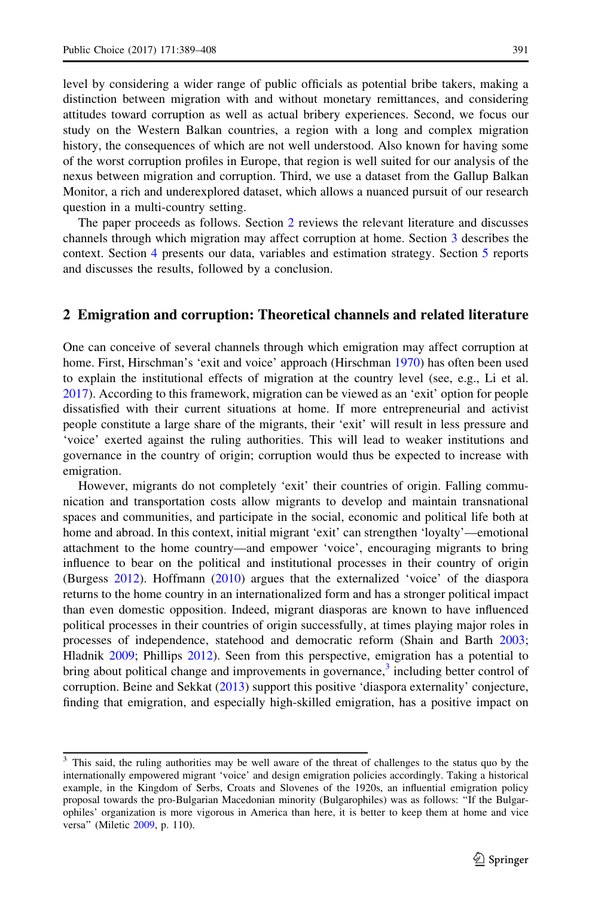level by considering a wider range of public officials as potential bribe takers, making a distinction between migration with and without monetary remittances, and considering attitudes toward corruption as well as actual bribery experiences. Second, we focus our study on the Western Balkan countries, a region with a long and complex migration history, the consequences of which are not well understood. Also known for having some of the worst corruption profiles in Europe, that region is well suited for our analysis of the nexus between migration and corruption. Third, we use a dataset from the Gallup Balkan Monitor, a rich and underexplored dataset, which allows a nuanced pursuit of our research question in a multi-country setting.

The paper proceeds as follows. Section 2 reviews the relevant literature and discusses channels through which migration may affect corruption at home. Section 3 describes the context. Section 4 presents our data, variables and estimation strategy. Section 5 reports and discusses the results, followed by a conclusion.

## 2 Emigration and corruption: Theoretical channels and related literature

One can conceive of several channels through which emigration may affect corruption at home. First, Hirschman's 'exit and voice' approach (Hirschman 1970) has often been used to explain the institutional effects of migration at the country level (see, e.g., Li et al. 2017). According to this framework, migration can be viewed as an 'exit' option for people dissatisfied with their current situations at home. If more entrepreneurial and activist people constitute a large share of the migrants, their 'exit' will result in less pressure and 'voice' exerted against the ruling authorities. This will lead to weaker institutions and governance in the country of origin; corruption would thus be expected to increase with emigration.

However, migrants do not completely 'exit' their countries of origin. Falling communication and transportation costs allow migrants to develop and maintain transnational spaces and communities, and participate in the social, economic and political life both at home and abroad. In this context, initial migrant 'exit' can strengthen 'loyalty'—emotional attachment to the home country—and empower 'voice', encouraging migrants to bring influence to bear on the political and institutional processes in their country of origin (Burgess 2012). Hoffmann (2010) argues that the externalized 'voice' of the diaspora returns to the home country in an internationalized form and has a stronger political impact than even domestic opposition. Indeed, migrant diasporas are known to have influenced political processes in their countries of origin successfully, at times playing major roles in processes of independence, statehood and democratic reform (Shain and Barth 2003; Hladnik 2009; Phillips 2012). Seen from this perspective, emigration has a potential to bring about political change and improvements in governance,[3] including better control of corruption. Beine and Sekkat (2013) support this positive 'diaspora externality' conjecture, finding that emigration, and especially high-skilled emigration, has a positive impact on

---

[3] This said, the ruling authorities may be well aware of the threat of challenges to the status quo by the internationally empowered migrant 'voice' and design emigration policies accordingly. Taking a historical example, in the Kingdom of Serbs, Croats and Slovenes of the 1920s, an influential emigration policy proposal towards the pro-Bulgarian Macedonian minority (Bulgarophiles) was as follows: "If the Bulgarophiles' organization is more vigorous in America than here, it is better to keep them at home and vice versa" (Miletic 2009, p. 110).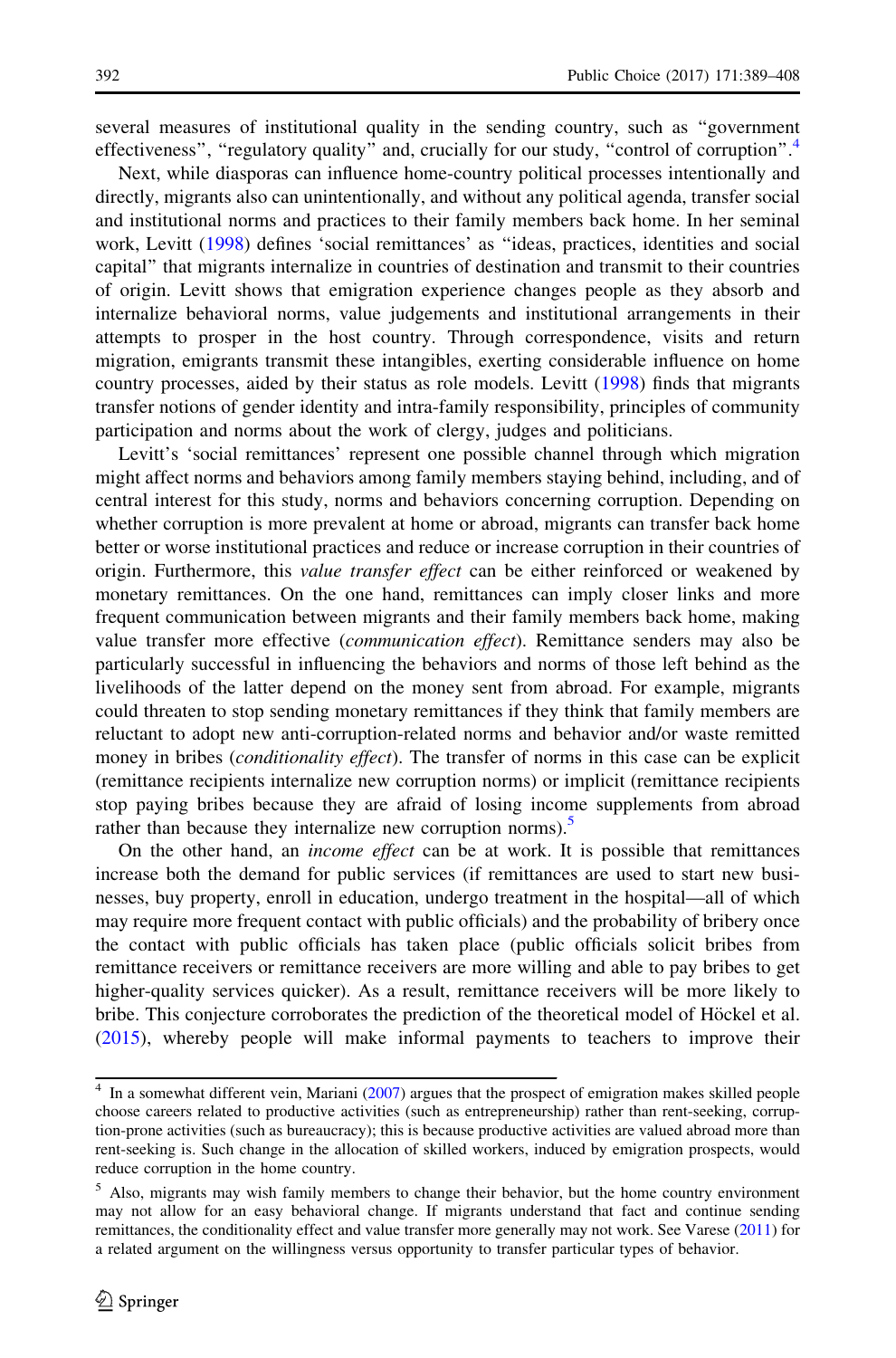several measures of institutional quality in the sending country, such as "government effectiveness", "regulatory quality" and, crucially for our study, "control of corruption".[4]

Next, while diasporas can influence home-country political processes intentionally and directly, migrants also can unintentionally, and without any political agenda, transfer social and institutional norms and practices to their family members back home. In her seminal work, Levitt (1998) defines 'social remittances' as "ideas, practices, identities and social capital" that migrants internalize in countries of destination and transmit to their countries of origin. Levitt shows that emigration experience changes people as they absorb and internalize behavioral norms, value judgements and institutional arrangements in their attempts to prosper in the host country. Through correspondence, visits and return migration, emigrants transmit these intangibles, exerting considerable influence on home country processes, aided by their status as role models. Levitt (1998) finds that migrants transfer notions of gender identity and intra-family responsibility, principles of community participation and norms about the work of clergy, judges and politicians.

Levitt's 'social remittances' represent one possible channel through which migration might affect norms and behaviors among family members staying behind, including, and of central interest for this study, norms and behaviors concerning corruption. Depending on whether corruption is more prevalent at home or abroad, migrants can transfer back home better or worse institutional practices and reduce or increase corruption in their countries of origin. Furthermore, this *value transfer effect* can be either reinforced or weakened by monetary remittances. On the one hand, remittances can imply closer links and more frequent communication between migrants and their family members back home, making value transfer more effective (*communication effect*). Remittance senders may also be particularly successful in influencing the behaviors and norms of those left behind as the livelihoods of the latter depend on the money sent from abroad. For example, migrants could threaten to stop sending monetary remittances if they think that family members are reluctant to adopt new anti-corruption-related norms and behavior and/or waste remitted money in bribes (*conditionality effect*). The transfer of norms in this case can be explicit (remittance recipients internalize new corruption norms) or implicit (remittance recipients stop paying bribes because they are afraid of losing income supplements from abroad rather than because they internalize new corruption norms).[5]

On the other hand, an *income effect* can be at work. It is possible that remittances increase both the demand for public services (if remittances are used to start new businesses, buy property, enroll in education, undergo treatment in the hospital—all of which may require more frequent contact with public officials) and the probability of bribery once the contact with public officials has taken place (public officials solicit bribes from remittance receivers or remittance receivers are more willing and able to pay bribes to get higher-quality services quicker). As a result, remittance receivers will be more likely to bribe. This conjecture corroborates the prediction of the theoretical model of Höckel et al. (2015), whereby people will make informal payments to teachers to improve their

[4] In a somewhat different vein, Mariani (2007) argues that the prospect of emigration makes skilled people choose careers related to productive activities (such as entrepreneurship) rather than rent-seeking, corruption-prone activities (such as bureaucracy); this is because productive activities are valued abroad more than rent-seeking is. Such change in the allocation of skilled workers, induced by emigration prospects, would reduce corruption in the home country.

[5] Also, migrants may wish family members to change their behavior, but the home country environment may not allow for an easy behavioral change. If migrants understand that fact and continue sending remittances, the conditionality effect and value transfer more generally may not work. See Varese (2011) for a related argument on the willingness versus opportunity to transfer particular types of behavior.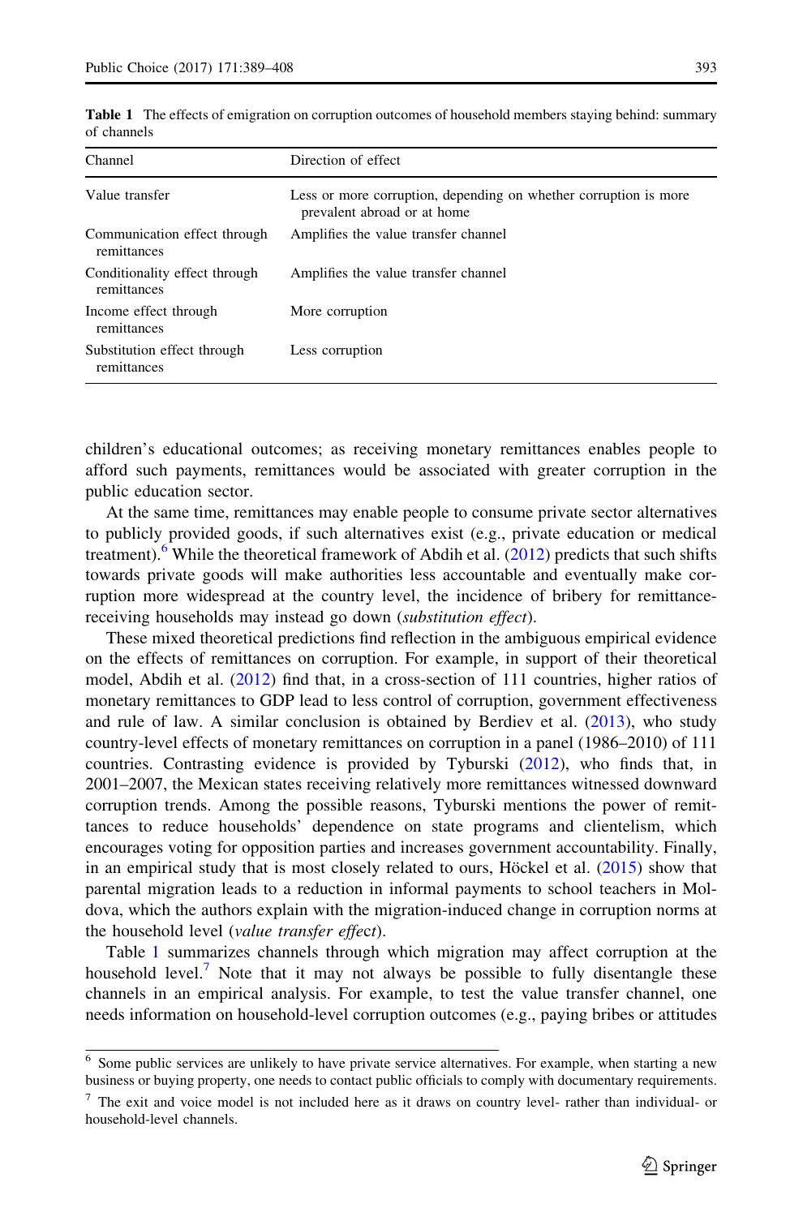**Table 1** The effects of emigration on corruption outcomes of household members staying behind: summary of channels

| Channel | Direction of effect |
| --- | --- |
| Value transfer | Less or more corruption, depending on whether corruption is more prevalent abroad or at home |
| Communication effect through remittances | Amplifies the value transfer channel |
| Conditionality effect through remittances | Amplifies the value transfer channel |
| Income effect through remittances | More corruption |
| Substitution effect through remittances | Less corruption |

children's educational outcomes; as receiving monetary remittances enables people to afford such payments, remittances would be associated with greater corruption in the public education sector.

At the same time, remittances may enable people to consume private sector alternatives to publicly provided goods, if such alternatives exist (e.g., private education or medical treatment).[6] While the theoretical framework of Abdih et al. (2012) predicts that such shifts towards private goods will make authorities less accountable and eventually make corruption more widespread at the country level, the incidence of bribery for remittance-receiving households may instead go down (*substitution effect*).

These mixed theoretical predictions find reflection in the ambiguous empirical evidence on the effects of remittances on corruption. For example, in support of their theoretical model, Abdih et al. (2012) find that, in a cross-section of 111 countries, higher ratios of monetary remittances to GDP lead to less control of corruption, government effectiveness and rule of law. A similar conclusion is obtained by Berdiev et al. (2013), who study country-level effects of monetary remittances on corruption in a panel (1986–2010) of 111 countries. Contrasting evidence is provided by Tyburski (2012), who finds that, in 2001–2007, the Mexican states receiving relatively more remittances witnessed downward corruption trends. Among the possible reasons, Tyburski mentions the power of remittances to reduce households' dependence on state programs and clientelism, which encourages voting for opposition parties and increases government accountability. Finally, in an empirical study that is most closely related to ours, Höckel et al. (2015) show that parental migration leads to a reduction in informal payments to school teachers in Moldova, which the authors explain with the migration-induced change in corruption norms at the household level (*value transfer effect*).

Table 1 summarizes channels through which migration may affect corruption at the household level.[7] Note that it may not always be possible to fully disentangle these channels in an empirical analysis. For example, to test the value transfer channel, one needs information on household-level corruption outcomes (e.g., paying bribes or attitudes

[6] Some public services are unlikely to have private service alternatives. For example, when starting a new business or buying property, one needs to contact public officials to comply with documentary requirements.

[7] The exit and voice model is not included here as it draws on country level- rather than individual- or household-level channels.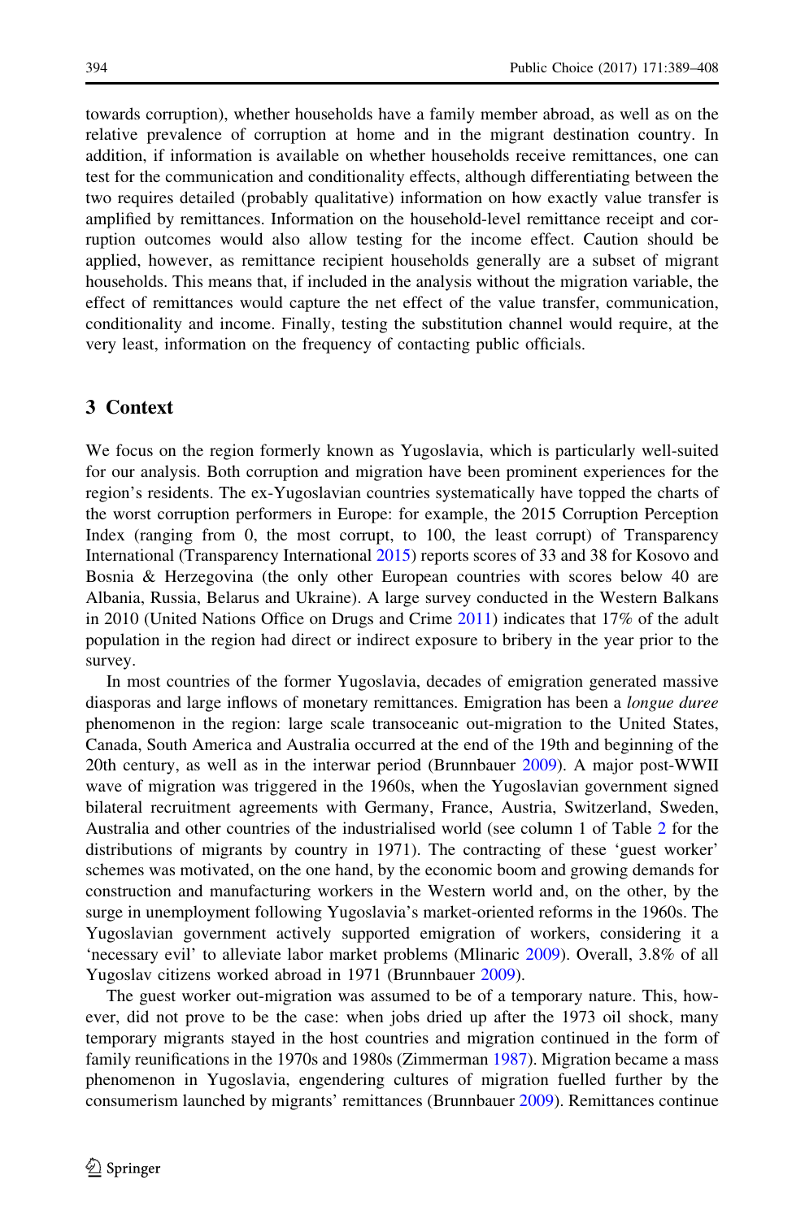towards corruption), whether households have a family member abroad, as well as on the relative prevalence of corruption at home and in the migrant destination country. In addition, if information is available on whether households receive remittances, one can test for the communication and conditionality effects, although differentiating between the two requires detailed (probably qualitative) information on how exactly value transfer is amplified by remittances. Information on the household-level remittance receipt and corruption outcomes would also allow testing for the income effect. Caution should be applied, however, as remittance recipient households generally are a subset of migrant households. This means that, if included in the analysis without the migration variable, the effect of remittances would capture the net effect of the value transfer, communication, conditionality and income. Finally, testing the substitution channel would require, at the very least, information on the frequency of contacting public officials.

## 3 Context

We focus on the region formerly known as Yugoslavia, which is particularly well-suited for our analysis. Both corruption and migration have been prominent experiences for the region's residents. The ex-Yugoslavian countries systematically have topped the charts of the worst corruption performers in Europe: for example, the 2015 Corruption Perception Index (ranging from 0, the most corrupt, to 100, the least corrupt) of Transparency International (Transparency International 2015) reports scores of 33 and 38 for Kosovo and Bosnia & Herzegovina (the only other European countries with scores below 40 are Albania, Russia, Belarus and Ukraine). A large survey conducted in the Western Balkans in 2010 (United Nations Office on Drugs and Crime 2011) indicates that 17% of the adult population in the region had direct or indirect exposure to bribery in the year prior to the survey.

In most countries of the former Yugoslavia, decades of emigration generated massive diasporas and large inflows of monetary remittances. Emigration has been a *longue duree* phenomenon in the region: large scale transoceanic out-migration to the United States, Canada, South America and Australia occurred at the end of the 19th and beginning of the 20th century, as well as in the interwar period (Brunnbauer 2009). A major post-WWII wave of migration was triggered in the 1960s, when the Yugoslavian government signed bilateral recruitment agreements with Germany, France, Austria, Switzerland, Sweden, Australia and other countries of the industrialised world (see column 1 of Table 2 for the distributions of migrants by country in 1971). The contracting of these 'guest worker' schemes was motivated, on the one hand, by the economic boom and growing demands for construction and manufacturing workers in the Western world and, on the other, by the surge in unemployment following Yugoslavia's market-oriented reforms in the 1960s. The Yugoslavian government actively supported emigration of workers, considering it a 'necessary evil' to alleviate labor market problems (Mlinaric 2009). Overall, 3.8% of all Yugoslav citizens worked abroad in 1971 (Brunnbauer 2009).

The guest worker out-migration was assumed to be of a temporary nature. This, however, did not prove to be the case: when jobs dried up after the 1973 oil shock, many temporary migrants stayed in the host countries and migration continued in the form of family reunifications in the 1970s and 1980s (Zimmerman 1987). Migration became a mass phenomenon in Yugoslavia, engendering cultures of migration fuelled further by the consumerism launched by migrants' remittances (Brunnbauer 2009). Remittances continue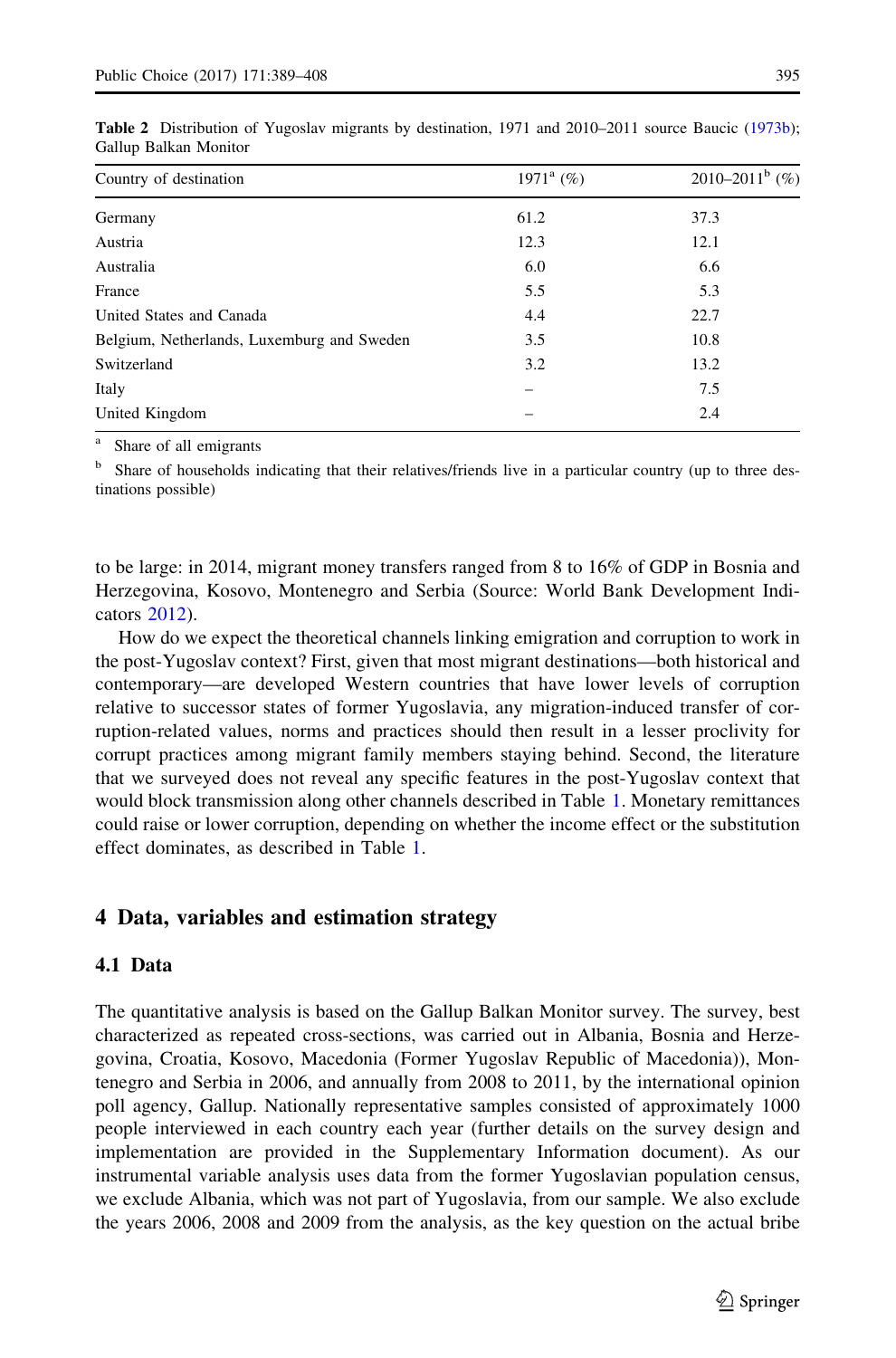**Table 2** Distribution of Yugoslav migrants by destination, 1971 and 2010–2011 source Baucic (1973b); Gallup Balkan Monitor

| Country of destination | 1971[a] (%) | 2010–2011[b] (%) |
|---|---|---|
| Germany | 61.2 | 37.3 |
| Austria | 12.3 | 12.1 |
| Australia | 6.0 | 6.6 |
| France | 5.5 | 5.3 |
| United States and Canada | 4.4 | 22.7 |
| Belgium, Netherlands, Luxemburg and Sweden | 3.5 | 10.8 |
| Switzerland | 3.2 | 13.2 |
| Italy | – | 7.5 |
| United Kingdom | – | 2.4 |

[a] Share of all emigrants

[b] Share of households indicating that their relatives/friends live in a particular country (up to three destinations possible)

to be large: in 2014, migrant money transfers ranged from 8 to 16% of GDP in Bosnia and Herzegovina, Kosovo, Montenegro and Serbia (Source: World Bank Development Indicators 2012).

How do we expect the theoretical channels linking emigration and corruption to work in the post-Yugoslav context? First, given that most migrant destinations—both historical and contemporary—are developed Western countries that have lower levels of corruption relative to successor states of former Yugoslavia, any migration-induced transfer of corruption-related values, norms and practices should then result in a lesser proclivity for corrupt practices among migrant family members staying behind. Second, the literature that we surveyed does not reveal any specific features in the post-Yugoslav context that would block transmission along other channels described in Table 1. Monetary remittances could raise or lower corruption, depending on whether the income effect or the substitution effect dominates, as described in Table 1.

## 4 Data, variables and estimation strategy

### 4.1 Data

The quantitative analysis is based on the Gallup Balkan Monitor survey. The survey, best characterized as repeated cross-sections, was carried out in Albania, Bosnia and Herzegovina, Croatia, Kosovo, Macedonia (Former Yugoslav Republic of Macedonia)), Montenegro and Serbia in 2006, and annually from 2008 to 2011, by the international opinion poll agency, Gallup. Nationally representative samples consisted of approximately 1000 people interviewed in each country each year (further details on the survey design and implementation are provided in the Supplementary Information document). As our instrumental variable analysis uses data from the former Yugoslavian population census, we exclude Albania, which was not part of Yugoslavia, from our sample. We also exclude the years 2006, 2008 and 2009 from the analysis, as the key question on the actual bribe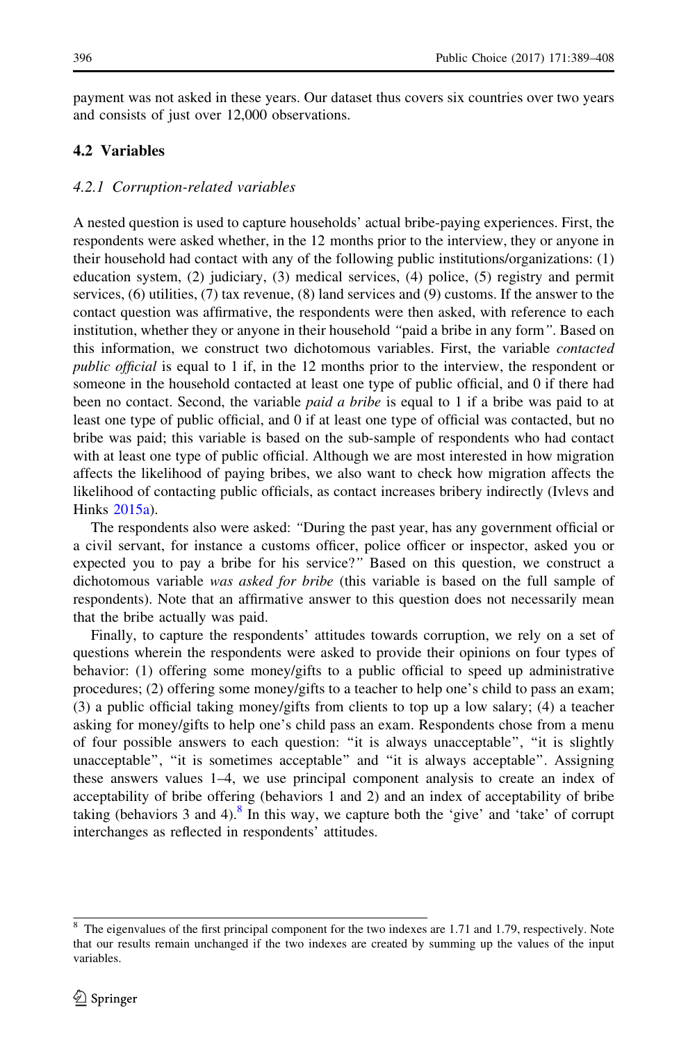payment was not asked in these years. Our dataset thus covers six countries over two years and consists of just over 12,000 observations.

### 4.2 Variables

#### 4.2.1 Corruption-related variables

A nested question is used to capture households' actual bribe-paying experiences. First, the respondents were asked whether, in the 12 months prior to the interview, they or anyone in their household had contact with any of the following public institutions/organizations: (1) education system, (2) judiciary, (3) medical services, (4) police, (5) registry and permit services, (6) utilities, (7) tax revenue, (8) land services and (9) customs. If the answer to the contact question was affirmative, the respondents were then asked, with reference to each institution, whether they or anyone in their household "paid a bribe in any form". Based on this information, we construct two dichotomous variables. First, the variable *contacted public official* is equal to 1 if, in the 12 months prior to the interview, the respondent or someone in the household contacted at least one type of public official, and 0 if there had been no contact. Second, the variable *paid a bribe* is equal to 1 if a bribe was paid to at least one type of public official, and 0 if at least one type of official was contacted, but no bribe was paid; this variable is based on the sub-sample of respondents who had contact with at least one type of public official. Although we are most interested in how migration affects the likelihood of paying bribes, we also want to check how migration affects the likelihood of contacting public officials, as contact increases bribery indirectly (Ivlevs and Hinks 2015a).

The respondents also were asked: "During the past year, has any government official or a civil servant, for instance a customs officer, police officer or inspector, asked you or expected you to pay a bribe for his service?" Based on this question, we construct a dichotomous variable *was asked for bribe* (this variable is based on the full sample of respondents). Note that an affirmative answer to this question does not necessarily mean that the bribe actually was paid.

Finally, to capture the respondents' attitudes towards corruption, we rely on a set of questions wherein the respondents were asked to provide their opinions on four types of behavior: (1) offering some money/gifts to a public official to speed up administrative procedures; (2) offering some money/gifts to a teacher to help one's child to pass an exam; (3) a public official taking money/gifts from clients to top up a low salary; (4) a teacher asking for money/gifts to help one's child pass an exam. Respondents chose from a menu of four possible answers to each question: "it is always unacceptable", "it is slightly unacceptable", "it is sometimes acceptable" and "it is always acceptable". Assigning these answers values 1–4, we use principal component analysis to create an index of acceptability of bribe offering (behaviors 1 and 2) and an index of acceptability of bribe taking (behaviors 3 and 4).[8] In this way, we capture both the 'give' and 'take' of corrupt interchanges as reflected in respondents' attitudes.

[8] The eigenvalues of the first principal component for the two indexes are 1.71 and 1.79, respectively. Note that our results remain unchanged if the two indexes are created by summing up the values of the input variables.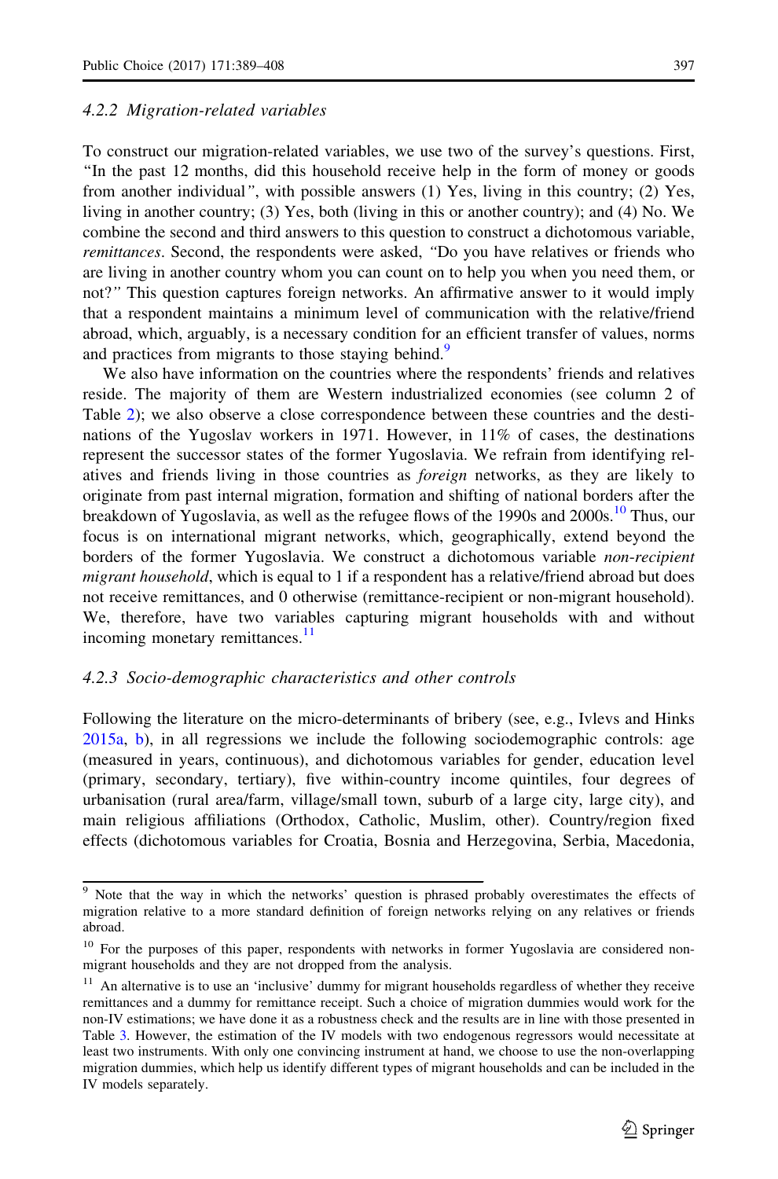#### 4.2.2 Migration-related variables

To construct our migration-related variables, we use two of the survey's questions. First, "In the past 12 months, did this household receive help in the form of money or goods from another individual", with possible answers (1) Yes, living in this country; (2) Yes, living in another country; (3) Yes, both (living in this or another country); and (4) No. We combine the second and third answers to this question to construct a dichotomous variable, *remittances*. Second, the respondents were asked, "Do you have relatives or friends who are living in another country whom you can count on to help you when you need them, or not?" This question captures foreign networks. An affirmative answer to it would imply that a respondent maintains a minimum level of communication with the relative/friend abroad, which, arguably, is a necessary condition for an efficient transfer of values, norms and practices from migrants to those staying behind.[9]

We also have information on the countries where the respondents' friends and relatives reside. The majority of them are Western industrialized economies (see column 2 of Table 2); we also observe a close correspondence between these countries and the destinations of the Yugoslav workers in 1971. However, in 11% of cases, the destinations represent the successor states of the former Yugoslavia. We refrain from identifying relatives and friends living in those countries as *foreign* networks, as they are likely to originate from past internal migration, formation and shifting of national borders after the breakdown of Yugoslavia, as well as the refugee flows of the 1990s and 2000s.[10] Thus, our focus is on international migrant networks, which, geographically, extend beyond the borders of the former Yugoslavia. We construct a dichotomous variable *non-recipient migrant household*, which is equal to 1 if a respondent has a relative/friend abroad but does not receive remittances, and 0 otherwise (remittance-recipient or non-migrant household). We, therefore, have two variables capturing migrant households with and without incoming monetary remittances.[11]

#### 4.2.3 Socio-demographic characteristics and other controls

Following the literature on the micro-determinants of bribery (see, e.g., Ivlevs and Hinks 2015a, b), in all regressions we include the following sociodemographic controls: age (measured in years, continuous), and dichotomous variables for gender, education level (primary, secondary, tertiary), five within-country income quintiles, four degrees of urbanisation (rural area/farm, village/small town, suburb of a large city, large city), and main religious affiliations (Orthodox, Catholic, Muslim, other). Country/region fixed effects (dichotomous variables for Croatia, Bosnia and Herzegovina, Serbia, Macedonia,

---

[9] Note that the way in which the networks' question is phrased probably overestimates the effects of migration relative to a more standard definition of foreign networks relying on any relatives or friends abroad.

[10] For the purposes of this paper, respondents with networks in former Yugoslavia are considered non-migrant households and they are not dropped from the analysis.

[11] An alternative is to use an 'inclusive' dummy for migrant households regardless of whether they receive remittances and a dummy for remittance receipt. Such a choice of migration dummies would work for the non-IV estimations; we have done it as a robustness check and the results are in line with those presented in Table 3. However, the estimation of the IV models with two endogenous regressors would necessitate at least two instruments. With only one convincing instrument at hand, we choose to use the non-overlapping migration dummies, which help us identify different types of migrant households and can be included in the IV models separately.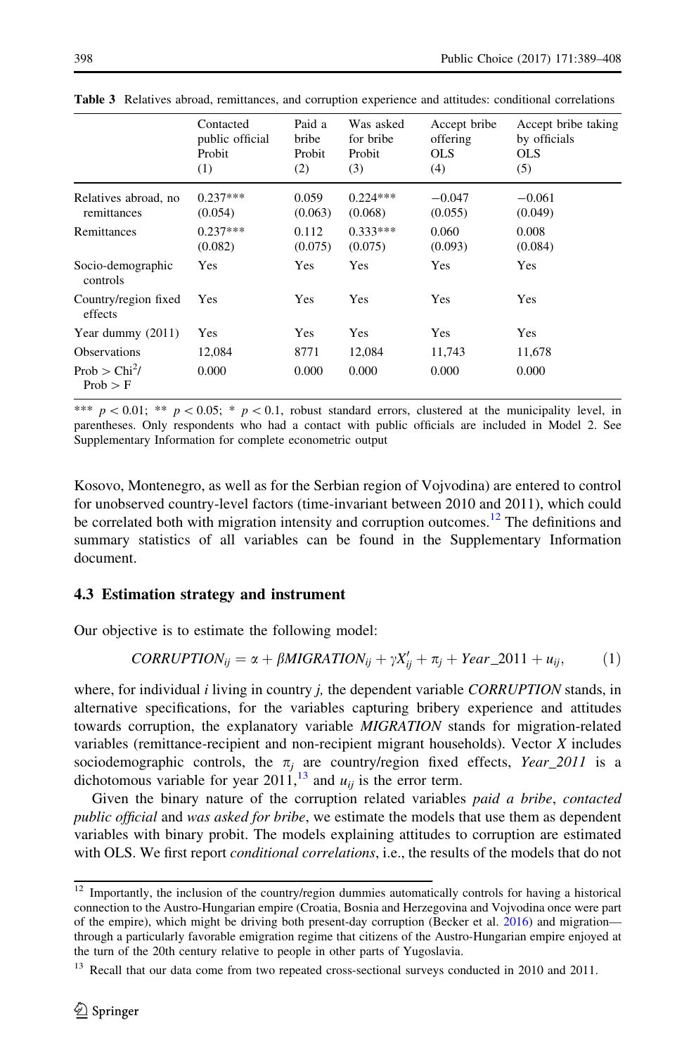**Table 3** Relatives abroad, remittances, and corruption experience and attitudes: conditional correlations

| | Contacted public official Probit (1) | Paid a bribe Probit (2) | Was asked for bribe Probit (3) | Accept bribe offering OLS (4) | Accept bribe taking by officials OLS (5) |
|---|---|---|---|---|---|
| Relatives abroad, no remittances | 0.237*** (0.054) | 0.059 (0.063) | 0.224*** (0.068) | −0.047 (0.055) | −0.061 (0.049) |
| Remittances | 0.237*** (0.082) | 0.112 (0.075) | 0.333*** (0.075) | 0.060 (0.093) | 0.008 (0.084) |
| Socio-demographic controls | Yes | Yes | Yes | Yes | Yes |
| Country/region fixed effects | Yes | Yes | Yes | Yes | Yes |
| Year dummy (2011) | Yes | Yes | Yes | Yes | Yes |
| Observations | 12,084 | 8771 | 12,084 | 11,743 | 11,678 |
| Prob > Chi²/ Prob > F | 0.000 | 0.000 | 0.000 | 0.000 | 0.000 |

*** $p < 0.01$; ** $p < 0.05$; * $p < 0.1$, robust standard errors, clustered at the municipality level, in parentheses. Only respondents who had a contact with public officials are included in Model 2. See Supplementary Information for complete econometric output

Kosovo, Montenegro, as well as for the Serbian region of Vojvodina) are entered to control for unobserved country-level factors (time-invariant between 2010 and 2011), which could be correlated both with migration intensity and corruption outcomes.[12] The definitions and summary statistics of all variables can be found in the Supplementary Information document.

### 4.3 Estimation strategy and instrument

Our objective is to estimate the following model:

$$CORRUPTION_{ij} = \alpha + \beta MIGRATION_{ij} + \gamma X'_{ij} + \pi_j + Year\_2011 + u_{ij}, \qquad (1)$$

where, for individual $i$ living in country $j$, the dependent variable *CORRUPTION* stands, in alternative specifications, for the variables capturing bribery experience and attitudes towards corruption, the explanatory variable *MIGRATION* stands for migration-related variables (remittance-recipient and non-recipient migrant households). Vector $X$ includes sociodemographic controls, the $\pi_j$ are country/region fixed effects, *Year_2011* is a dichotomous variable for year 2011,[13] and $u_{ij}$ is the error term.

Given the binary nature of the corruption related variables *paid a bribe*, *contacted public official* and *was asked for bribe*, we estimate the models that use them as dependent variables with binary probit. The models explaining attitudes to corruption are estimated with OLS. We first report *conditional correlations*, i.e., the results of the models that do not

[12] Importantly, the inclusion of the country/region dummies automatically controls for having a historical connection to the Austro-Hungarian empire (Croatia, Bosnia and Herzegovina and Vojvodina once were part of the empire), which might be driving both present-day corruption (Becker et al. 2016) and migration—through a particularly favorable emigration regime that citizens of the Austro-Hungarian empire enjoyed at the turn of the 20th century relative to people in other parts of Yugoslavia.

[13] Recall that our data come from two repeated cross-sectional surveys conducted in 2010 and 2011.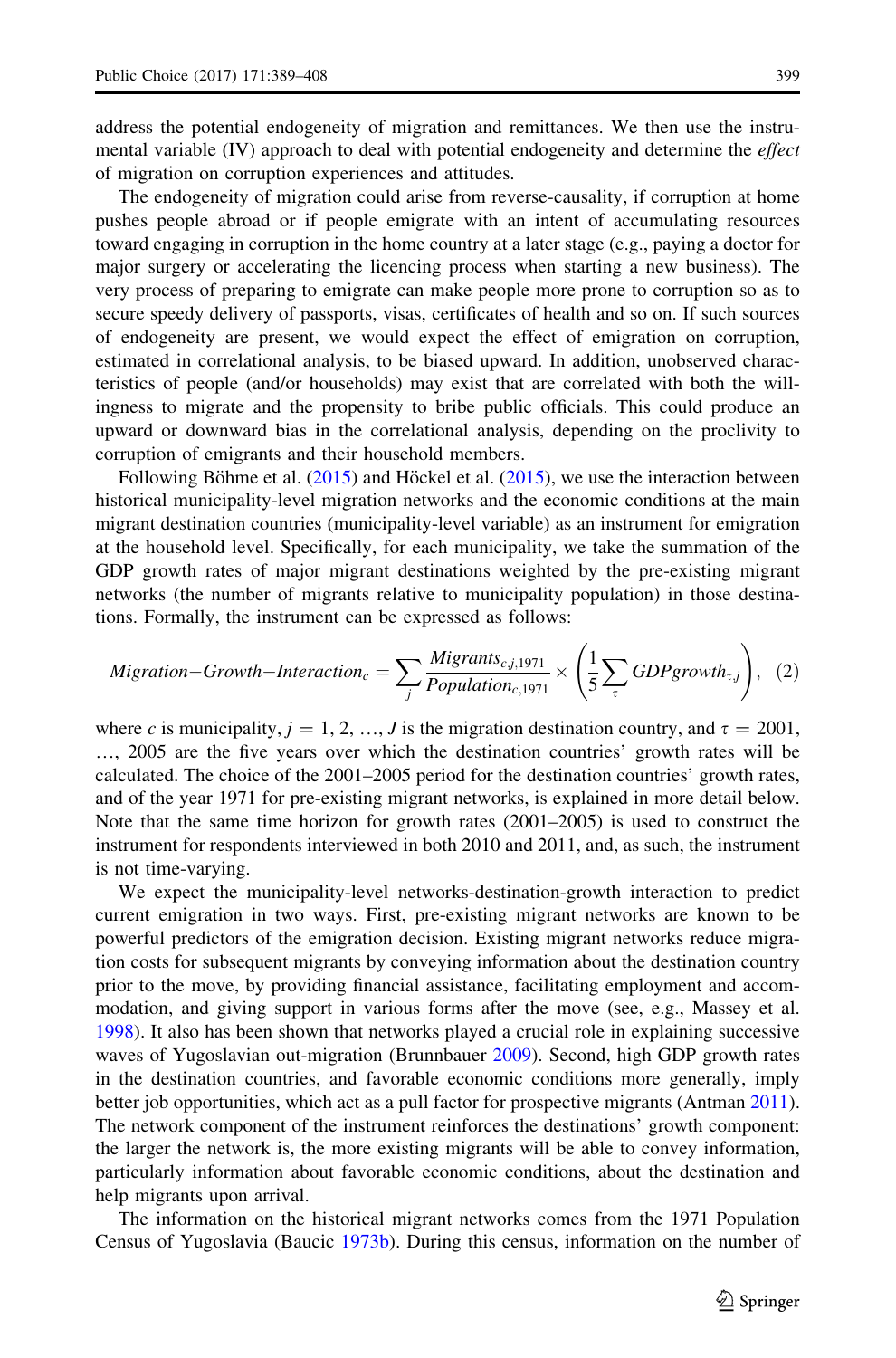address the potential endogeneity of migration and remittances. We then use the instrumental variable (IV) approach to deal with potential endogeneity and determine the *effect* of migration on corruption experiences and attitudes.

The endogeneity of migration could arise from reverse-causality, if corruption at home pushes people abroad or if people emigrate with an intent of accumulating resources toward engaging in corruption in the home country at a later stage (e.g., paying a doctor for major surgery or accelerating the licencing process when starting a new business). The very process of preparing to emigrate can make people more prone to corruption so as to secure speedy delivery of passports, visas, certificates of health and so on. If such sources of endogeneity are present, we would expect the effect of emigration on corruption, estimated in correlational analysis, to be biased upward. In addition, unobserved characteristics of people (and/or households) may exist that are correlated with both the willingness to migrate and the propensity to bribe public officials. This could produce an upward or downward bias in the correlational analysis, depending on the proclivity to corruption of emigrants and their household members.

Following Böhme et al. (2015) and Höckel et al. (2015), we use the interaction between historical municipality-level migration networks and the economic conditions at the main migrant destination countries (municipality-level variable) as an instrument for emigration at the household level. Specifically, for each municipality, we take the summation of the GDP growth rates of major migrant destinations weighted by the pre-existing migrant networks (the number of migrants relative to municipality population) in those destinations. Formally, the instrument can be expressed as follows:

$$Migration\text{-}Growth\text{-}Interaction_c = \sum_j \frac{Migrants_{c,j,1971}}{Population_{c,1971}} \times \left( \frac{1}{5} \sum_\tau GDPgrowth_{\tau,j} \right), \quad (2)$$

where $c$ is municipality, $j = 1, 2, \ldots, J$ is the migration destination country, and $\tau = 2001, \ldots, 2005$ are the five years over which the destination countries' growth rates will be calculated. The choice of the 2001–2005 period for the destination countries' growth rates, and of the year 1971 for pre-existing migrant networks, is explained in more detail below. Note that the same time horizon for growth rates (2001–2005) is used to construct the instrument for respondents interviewed in both 2010 and 2011, and, as such, the instrument is not time-varying.

We expect the municipality-level networks-destination-growth interaction to predict current emigration in two ways. First, pre-existing migrant networks are known to be powerful predictors of the emigration decision. Existing migrant networks reduce migration costs for subsequent migrants by conveying information about the destination country prior to the move, by providing financial assistance, facilitating employment and accommodation, and giving support in various forms after the move (see, e.g., Massey et al. 1998). It also has been shown that networks played a crucial role in explaining successive waves of Yugoslavian out-migration (Brunnbauer 2009). Second, high GDP growth rates in the destination countries, and favorable economic conditions more generally, imply better job opportunities, which act as a pull factor for prospective migrants (Antman 2011). The network component of the instrument reinforces the destinations' growth component: the larger the network is, the more existing migrants will be able to convey information, particularly information about favorable economic conditions, about the destination and help migrants upon arrival.

The information on the historical migrant networks comes from the 1971 Population Census of Yugoslavia (Baucic 1973b). During this census, information on the number of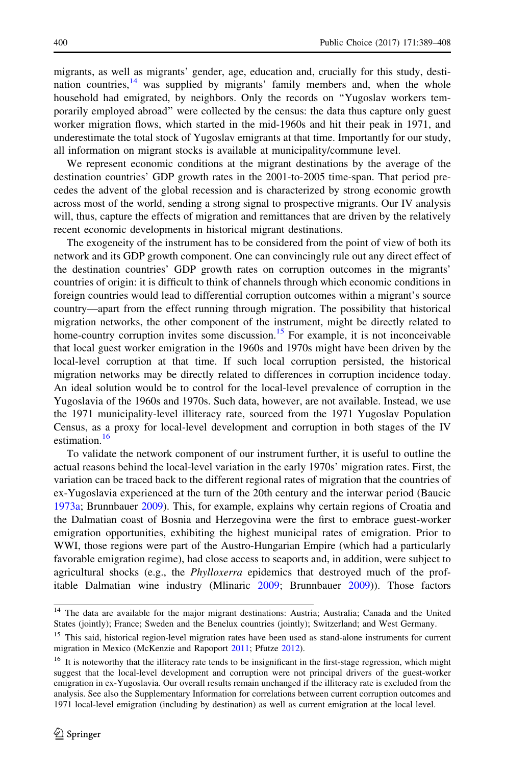migrants, as well as migrants' gender, age, education and, crucially for this study, destination countries,[14] was supplied by migrants' family members and, when the whole household had emigrated, by neighbors. Only the records on "Yugoslav workers temporarily employed abroad" were collected by the census: the data thus capture only guest worker migration flows, which started in the mid-1960s and hit their peak in 1971, and underestimate the total stock of Yugoslav emigrants at that time. Importantly for our study, all information on migrant stocks is available at municipality/commune level.

We represent economic conditions at the migrant destinations by the average of the destination countries' GDP growth rates in the 2001-to-2005 time-span. That period precedes the advent of the global recession and is characterized by strong economic growth across most of the world, sending a strong signal to prospective migrants. Our IV analysis will, thus, capture the effects of migration and remittances that are driven by the relatively recent economic developments in historical migrant destinations.

The exogeneity of the instrument has to be considered from the point of view of both its network and its GDP growth component. One can convincingly rule out any direct effect of the destination countries' GDP growth rates on corruption outcomes in the migrants' countries of origin: it is difficult to think of channels through which economic conditions in foreign countries would lead to differential corruption outcomes within a migrant's source country—apart from the effect running through migration. The possibility that historical migration networks, the other component of the instrument, might be directly related to home-country corruption invites some discussion.[15] For example, it is not inconceivable that local guest worker emigration in the 1960s and 1970s might have been driven by the local-level corruption at that time. If such local corruption persisted, the historical migration networks may be directly related to differences in corruption incidence today. An ideal solution would be to control for the local-level prevalence of corruption in the Yugoslavia of the 1960s and 1970s. Such data, however, are not available. Instead, we use the 1971 municipality-level illiteracy rate, sourced from the 1971 Yugoslav Population Census, as a proxy for local-level development and corruption in both stages of the IV estimation.[16]

To validate the network component of our instrument further, it is useful to outline the actual reasons behind the local-level variation in the early 1970s' migration rates. First, the variation can be traced back to the different regional rates of migration that the countries of ex-Yugoslavia experienced at the turn of the 20th century and the interwar period (Baucic 1973a; Brunnbauer 2009). This, for example, explains why certain regions of Croatia and the Dalmatian coast of Bosnia and Herzegovina were the first to embrace guest-worker emigration opportunities, exhibiting the highest municipal rates of emigration. Prior to WWI, those regions were part of the Austro-Hungarian Empire (which had a particularly favorable emigration regime), had close access to seaports and, in addition, were subject to agricultural shocks (e.g., the *Phylloxerra* epidemics that destroyed much of the profitable Dalmatian wine industry (Mlinaric 2009; Brunnbauer 2009)). Those factors

[14] The data are available for the major migrant destinations: Austria; Australia; Canada and the United States (jointly); France; Sweden and the Benelux countries (jointly); Switzerland; and West Germany.

[15] This said, historical region-level migration rates have been used as stand-alone instruments for current migration in Mexico (McKenzie and Rapoport 2011; Pfutze 2012).

[16] It is noteworthy that the illiteracy rate tends to be insignificant in the first-stage regression, which might suggest that the local-level development and corruption were not principal drivers of the guest-worker emigration in ex-Yugoslavia. Our overall results remain unchanged if the illiteracy rate is excluded from the analysis. See also the Supplementary Information for correlations between current corruption outcomes and 1971 local-level emigration (including by destination) as well as current emigration at the local level.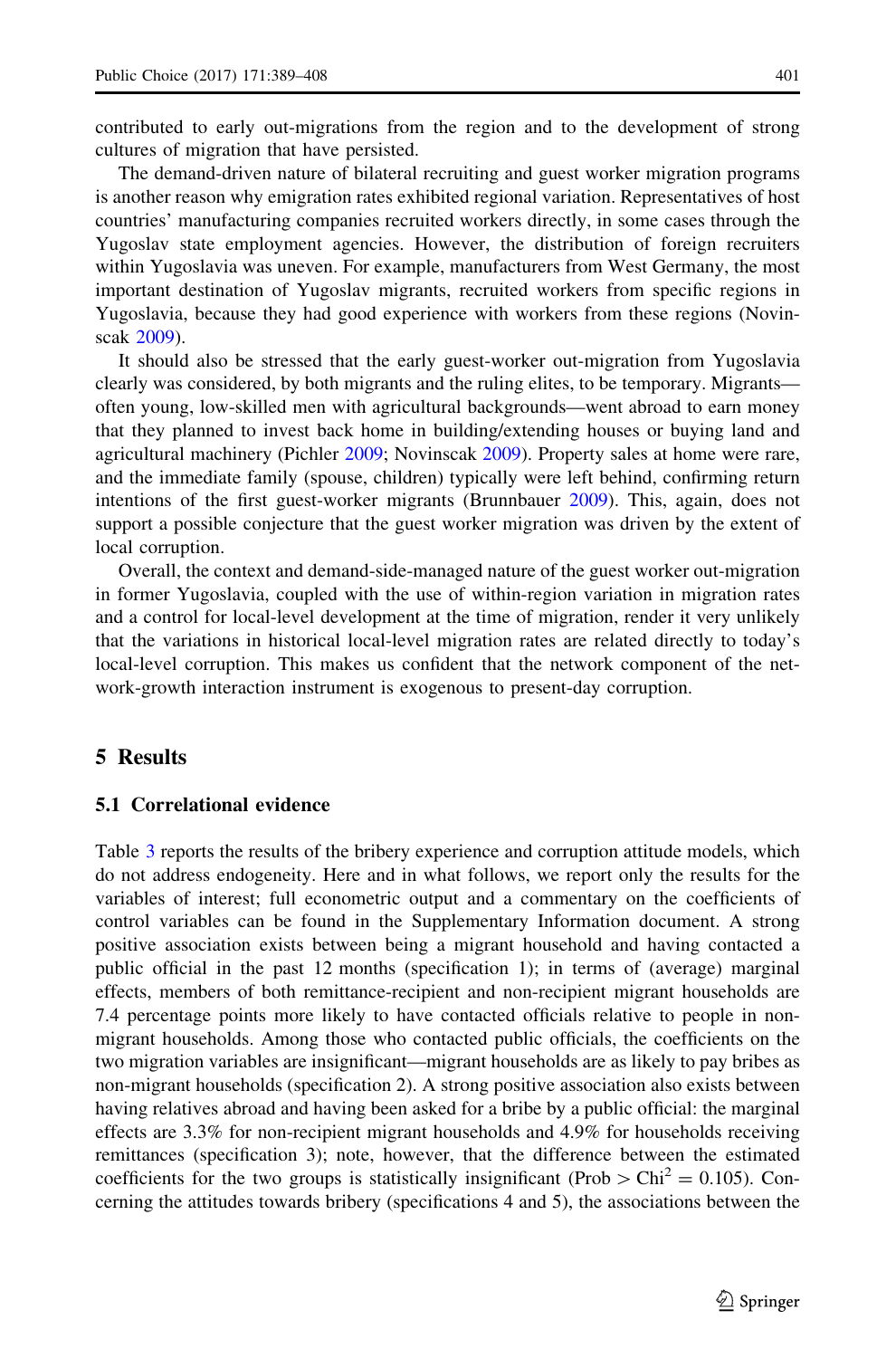contributed to early out-migrations from the region and to the development of strong cultures of migration that have persisted.

The demand-driven nature of bilateral recruiting and guest worker migration programs is another reason why emigration rates exhibited regional variation. Representatives of host countries' manufacturing companies recruited workers directly, in some cases through the Yugoslav state employment agencies. However, the distribution of foreign recruiters within Yugoslavia was uneven. For example, manufacturers from West Germany, the most important destination of Yugoslav migrants, recruited workers from specific regions in Yugoslavia, because they had good experience with workers from these regions (Novinscak 2009).

It should also be stressed that the early guest-worker out-migration from Yugoslavia clearly was considered, by both migrants and the ruling elites, to be temporary. Migrants—often young, low-skilled men with agricultural backgrounds—went abroad to earn money that they planned to invest back home in building/extending houses or buying land and agricultural machinery (Pichler 2009; Novinscak 2009). Property sales at home were rare, and the immediate family (spouse, children) typically were left behind, confirming return intentions of the first guest-worker migrants (Brunnbauer 2009). This, again, does not support a possible conjecture that the guest worker migration was driven by the extent of local corruption.

Overall, the context and demand-side-managed nature of the guest worker out-migration in former Yugoslavia, coupled with the use of within-region variation in migration rates and a control for local-level development at the time of migration, render it very unlikely that the variations in historical local-level migration rates are related directly to today's local-level corruption. This makes us confident that the network component of the network-growth interaction instrument is exogenous to present-day corruption.

## 5 Results

### 5.1 Correlational evidence

Table 3 reports the results of the bribery experience and corruption attitude models, which do not address endogeneity. Here and in what follows, we report only the results for the variables of interest; full econometric output and a commentary on the coefficients of control variables can be found in the Supplementary Information document. A strong positive association exists between being a migrant household and having contacted a public official in the past 12 months (specification 1); in terms of (average) marginal effects, members of both remittance-recipient and non-recipient migrant households are 7.4 percentage points more likely to have contacted officials relative to people in non-migrant households. Among those who contacted public officials, the coefficients on the two migration variables are insignificant—migrant households are as likely to pay bribes as non-migrant households (specification 2). A strong positive association also exists between having relatives abroad and having been asked for a bribe by a public official: the marginal effects are 3.3% for non-recipient migrant households and 4.9% for households receiving remittances (specification 3); note, however, that the difference between the estimated coefficients for the two groups is statistically insignificant (Prob > $Chi^2 = 0.105$). Concerning the attitudes towards bribery (specifications 4 and 5), the associations between the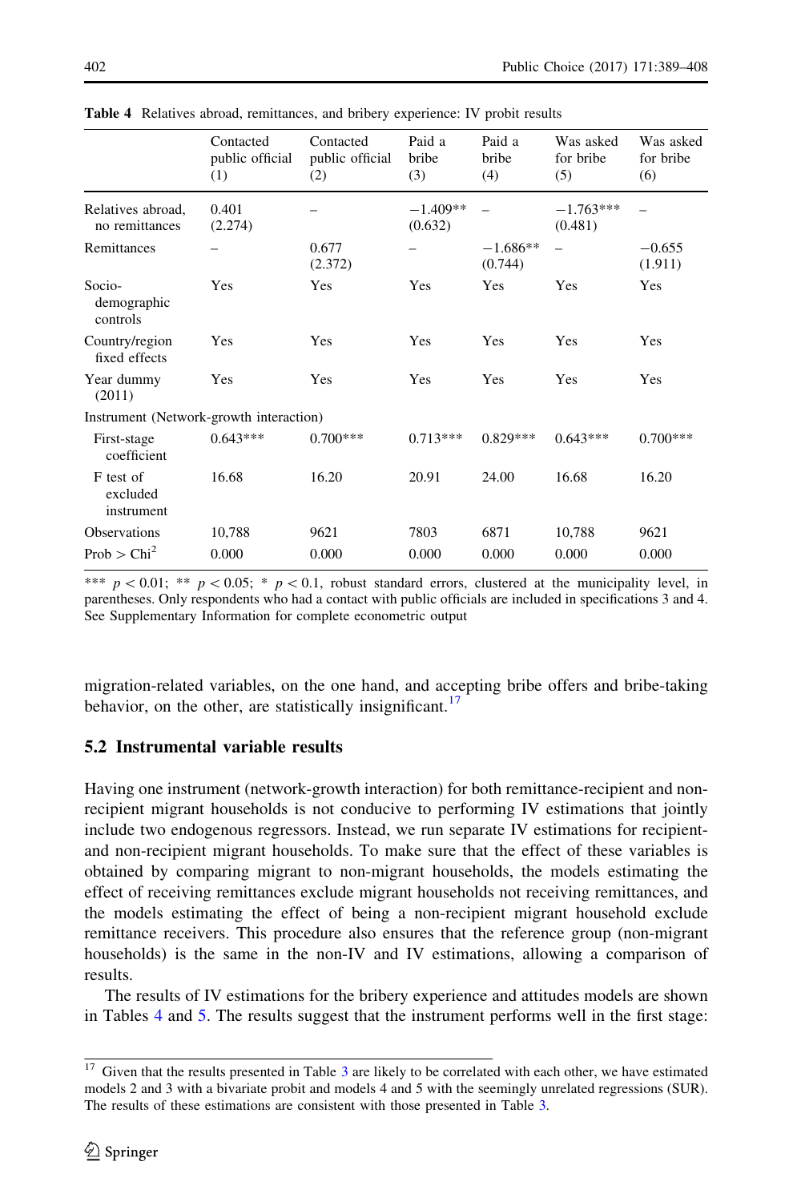**Table 4** Relatives abroad, remittances, and bribery experience: IV probit results

| | Contacted public official (1) | Contacted public official (2) | Paid a bribe (3) | Paid a bribe (4) | Was asked for bribe (5) | Was asked for bribe (6) |
|---|---|---|---|---|---|---|
| Relatives abroad, no remittances | 0.401 (2.274) | – | −1.409** (0.632) | – | −1.763*** (0.481) | – |
| Remittances | – | 0.677 (2.372) | – | −1.686** (0.744) | – | −0.655 (1.911) |
| Socio-demographic controls | Yes | Yes | Yes | Yes | Yes | Yes |
| Country/region fixed effects | Yes | Yes | Yes | Yes | Yes | Yes |
| Year dummy (2011) | Yes | Yes | Yes | Yes | Yes | Yes |
| Instrument (Network-growth interaction) | | | | | | |
| First-stage coefficient | 0.643*** | 0.700*** | 0.713*** | 0.829*** | 0.643*** | 0.700*** |
| F test of excluded instrument | 16.68 | 16.20 | 20.91 | 24.00 | 16.68 | 16.20 |
| Observations | 10,788 | 9621 | 7803 | 6871 | 10,788 | 9621 |
| Prob > Chi$^2$ | 0.000 | 0.000 | 0.000 | 0.000 | 0.000 | 0.000 |

*** $p < 0.01$; ** $p < 0.05$; * $p < 0.1$, robust standard errors, clustered at the municipality level, in parentheses. Only respondents who had a contact with public officials are included in specifications 3 and 4. See Supplementary Information for complete econometric output

migration-related variables, on the one hand, and accepting bribe offers and bribe-taking behavior, on the other, are statistically insignificant.[17]

### 5.2 Instrumental variable results

Having one instrument (network-growth interaction) for both remittance-recipient and non-recipient migrant households is not conducive to performing IV estimations that jointly include two endogenous regressors. Instead, we run separate IV estimations for recipient- and non-recipient migrant households. To make sure that the effect of these variables is obtained by comparing migrant to non-migrant households, the models estimating the effect of receiving remittances exclude migrant households not receiving remittances, and the models estimating the effect of being a non-recipient migrant household exclude remittance receivers. This procedure also ensures that the reference group (non-migrant households) is the same in the non-IV and IV estimations, allowing a comparison of results.

The results of IV estimations for the bribery experience and attitudes models are shown in Tables 4 and 5. The results suggest that the instrument performs well in the first stage:

[17] Given that the results presented in Table 3 are likely to be correlated with each other, we have estimated models 2 and 3 with a bivariate probit and models 4 and 5 with the seemingly unrelated regressions (SUR). The results of these estimations are consistent with those presented in Table 3.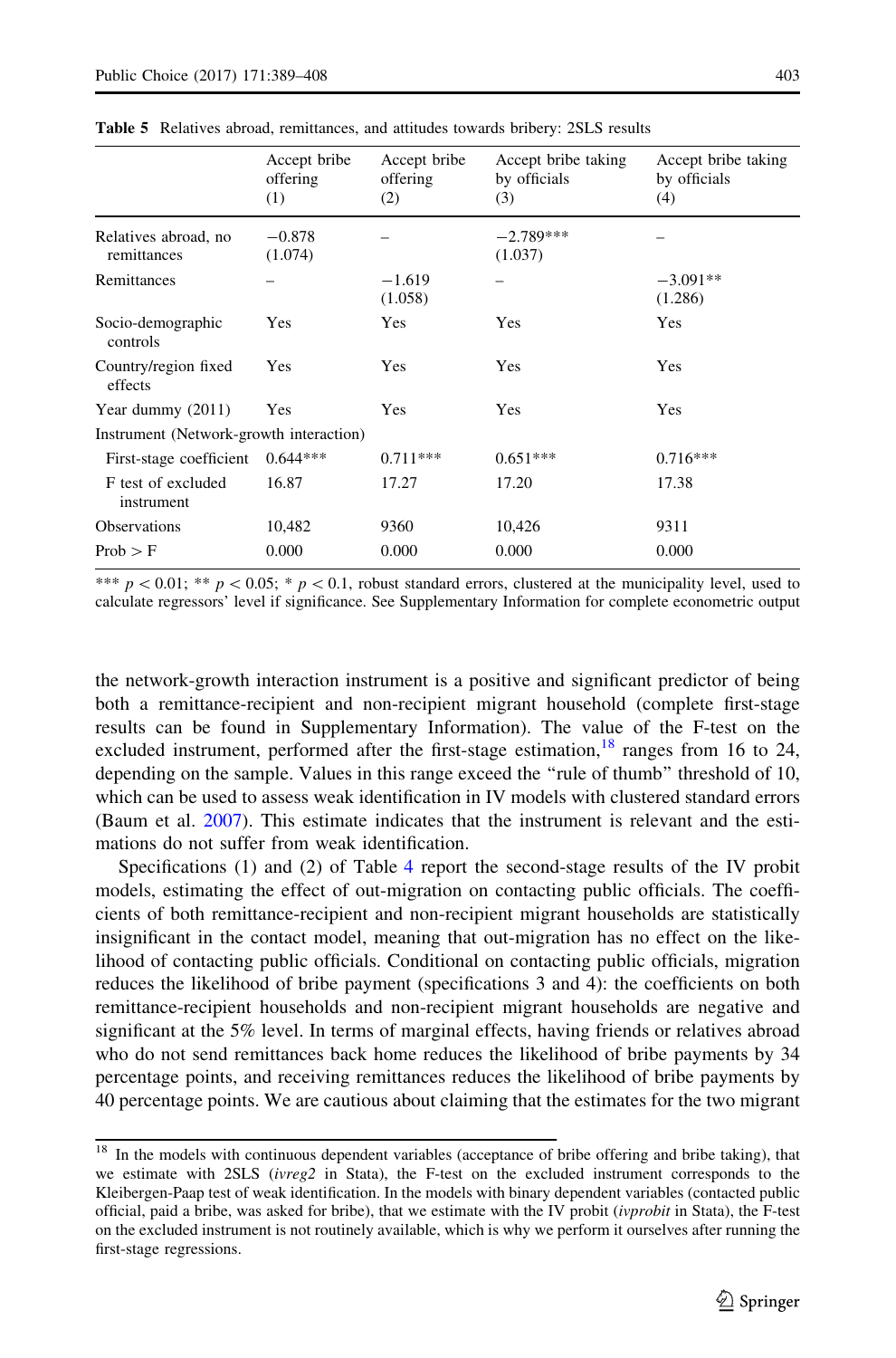**Table 5** Relatives abroad, remittances, and attitudes towards bribery: 2SLS results

| | Accept bribe offering (1) | Accept bribe offering (2) | Accept bribe taking by officials (3) | Accept bribe taking by officials (4) |
|---|---|---|---|---|
| Relatives abroad, no remittances | −0.878 (1.074) | – | −2.789*** (1.037) | – |
| Remittances | – | −1.619 (1.058) | – | −3.091** (1.286) |
| Socio-demographic controls | Yes | Yes | Yes | Yes |
| Country/region fixed effects | Yes | Yes | Yes | Yes |
| Year dummy (2011) | Yes | Yes | Yes | Yes |
| Instrument (Network-growth interaction) | | | | |
| First-stage coefficient | 0.644*** | 0.711*** | 0.651*** | 0.716*** |
| F test of excluded instrument | 16.87 | 17.27 | 17.20 | 17.38 |
| Observations | 10,482 | 9360 | 10,426 | 9311 |
| Prob > F | 0.000 | 0.000 | 0.000 | 0.000 |

*** $p < 0.01$; ** $p < 0.05$; * $p < 0.1$, robust standard errors, clustered at the municipality level, used to calculate regressors' level if significance. See Supplementary Information for complete econometric output

the network-growth interaction instrument is a positive and significant predictor of being both a remittance-recipient and non-recipient migrant household (complete first-stage results can be found in Supplementary Information). The value of the F-test on the excluded instrument, performed after the first-stage estimation,[18] ranges from 16 to 24, depending on the sample. Values in this range exceed the "rule of thumb" threshold of 10, which can be used to assess weak identification in IV models with clustered standard errors (Baum et al. 2007). This estimate indicates that the instrument is relevant and the estimations do not suffer from weak identification.

Specifications (1) and (2) of Table 4 report the second-stage results of the IV probit models, estimating the effect of out-migration on contacting public officials. The coefficients of both remittance-recipient and non-recipient migrant households are statistically insignificant in the contact model, meaning that out-migration has no effect on the likelihood of contacting public officials. Conditional on contacting public officials, migration reduces the likelihood of bribe payment (specifications 3 and 4): the coefficients on both remittance-recipient households and non-recipient migrant households are negative and significant at the 5% level. In terms of marginal effects, having friends or relatives abroad who do not send remittances back home reduces the likelihood of bribe payments by 34 percentage points, and receiving remittances reduces the likelihood of bribe payments by 40 percentage points. We are cautious about claiming that the estimates for the two migrant

[18] In the models with continuous dependent variables (acceptance of bribe offering and bribe taking), that we estimate with 2SLS (*ivreg2* in Stata), the F-test on the excluded instrument corresponds to the Kleibergen-Paap test of weak identification. In the models with binary dependent variables (contacted public official, paid a bribe, was asked for bribe), that we estimate with the IV probit (*ivprobit* in Stata), the F-test on the excluded instrument is not routinely available, which is why we perform it ourselves after running the first-stage regressions.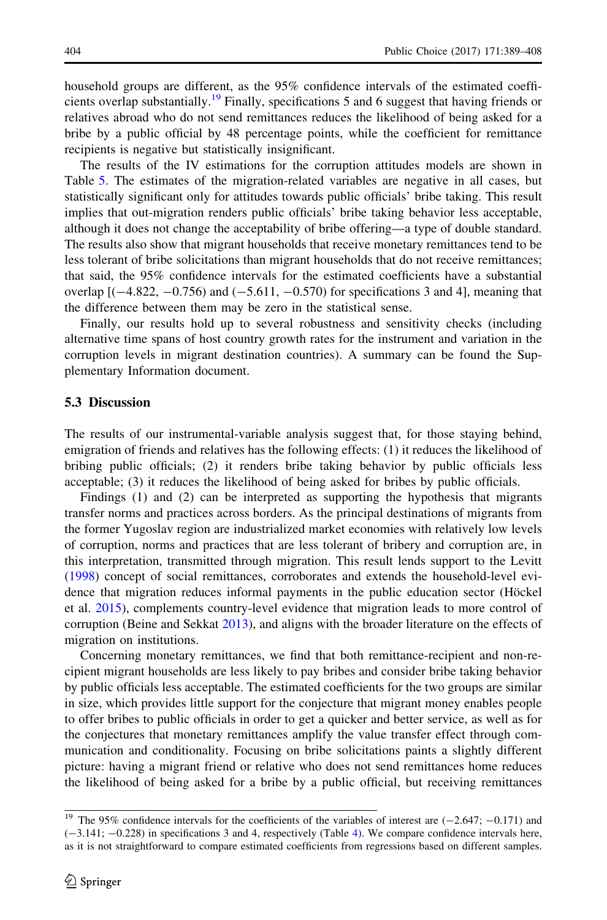household groups are different, as the 95% confidence intervals of the estimated coefficients overlap substantially.[19] Finally, specifications 5 and 6 suggest that having friends or relatives abroad who do not send remittances reduces the likelihood of being asked for a bribe by a public official by 48 percentage points, while the coefficient for remittance recipients is negative but statistically insignificant.

The results of the IV estimations for the corruption attitudes models are shown in Table 5. The estimates of the migration-related variables are negative in all cases, but statistically significant only for attitudes towards public officials' bribe taking. This result implies that out-migration renders public officials' bribe taking behavior less acceptable, although it does not change the acceptability of bribe offering—a type of double standard. The results also show that migrant households that receive monetary remittances tend to be less tolerant of bribe solicitations than migrant households that do not receive remittances; that said, the 95% confidence intervals for the estimated coefficients have a substantial overlap [(−4.822, −0.756) and (−5.611, −0.570) for specifications 3 and 4], meaning that the difference between them may be zero in the statistical sense.

Finally, our results hold up to several robustness and sensitivity checks (including alternative time spans of host country growth rates for the instrument and variation in the corruption levels in migrant destination countries). A summary can be found the Supplementary Information document.

### 5.3 Discussion

The results of our instrumental-variable analysis suggest that, for those staying behind, emigration of friends and relatives has the following effects: (1) it reduces the likelihood of bribing public officials; (2) it renders bribe taking behavior by public officials less acceptable; (3) it reduces the likelihood of being asked for bribes by public officials.

Findings (1) and (2) can be interpreted as supporting the hypothesis that migrants transfer norms and practices across borders. As the principal destinations of migrants from the former Yugoslav region are industrialized market economies with relatively low levels of corruption, norms and practices that are less tolerant of bribery and corruption are, in this interpretation, transmitted through migration. This result lends support to the Levitt (1998) concept of social remittances, corroborates and extends the household-level evidence that migration reduces informal payments in the public education sector (Höckel et al. 2015), complements country-level evidence that migration leads to more control of corruption (Beine and Sekkat 2013), and aligns with the broader literature on the effects of migration on institutions.

Concerning monetary remittances, we find that both remittance-recipient and non-recipient migrant households are less likely to pay bribes and consider bribe taking behavior by public officials less acceptable. The estimated coefficients for the two groups are similar in size, which provides little support for the conjecture that migrant money enables people to offer bribes to public officials in order to get a quicker and better service, as well as for the conjectures that monetary remittances amplify the value transfer effect through communication and conditionality. Focusing on bribe solicitations paints a slightly different picture: having a migrant friend or relative who does not send remittances home reduces the likelihood of being asked for a bribe by a public official, but receiving remittances

[19] The 95% confidence intervals for the coefficients of the variables of interest are (−2.647; −0.171) and (−3.141; −0.228) in specifications 3 and 4, respectively (Table 4). We compare confidence intervals here, as it is not straightforward to compare estimated coefficients from regressions based on different samples.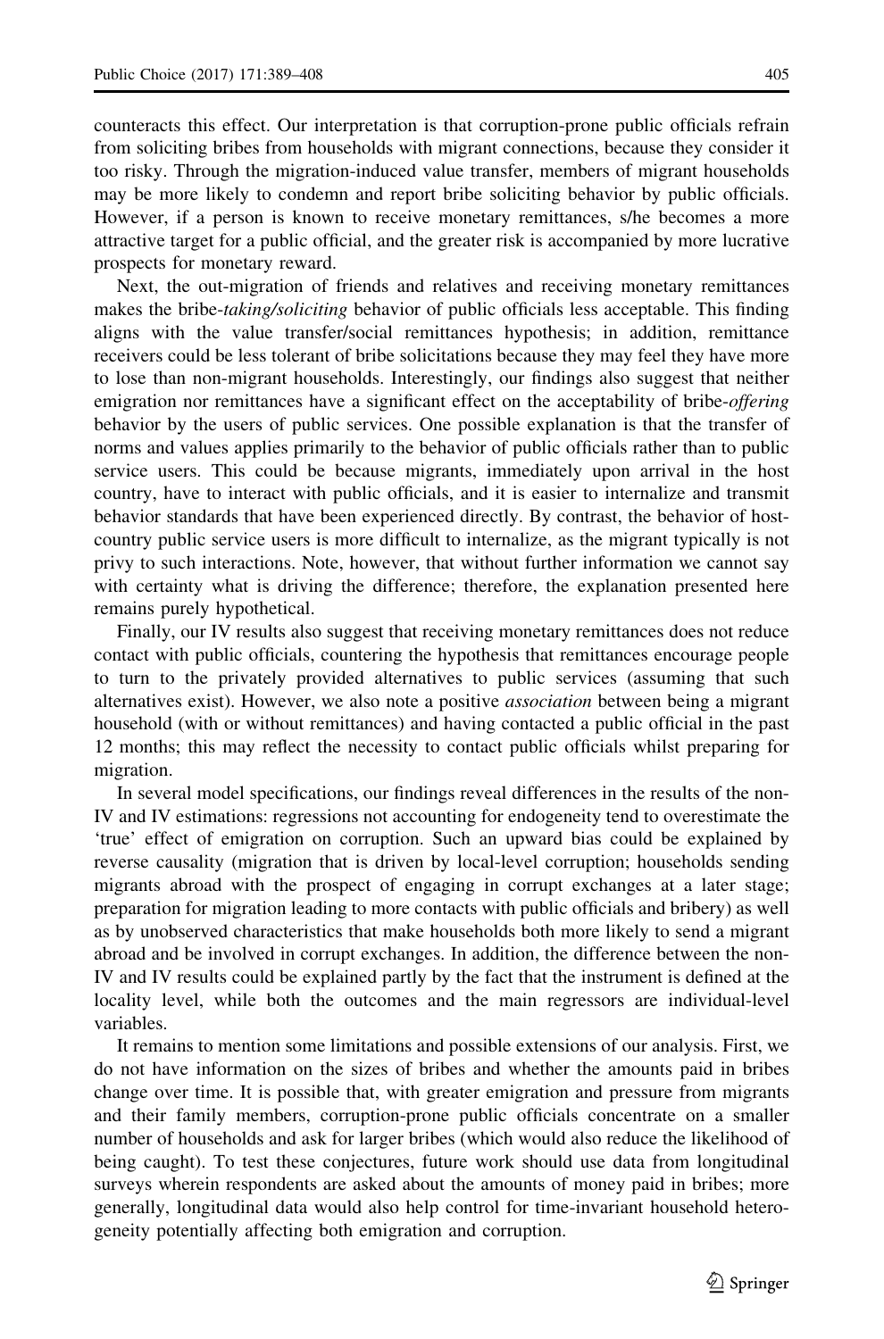counteracts this effect. Our interpretation is that corruption-prone public officials refrain from soliciting bribes from households with migrant connections, because they consider it too risky. Through the migration-induced value transfer, members of migrant households may be more likely to condemn and report bribe soliciting behavior by public officials. However, if a person is known to receive monetary remittances, s/he becomes a more attractive target for a public official, and the greater risk is accompanied by more lucrative prospects for monetary reward.

Next, the out-migration of friends and relatives and receiving monetary remittances makes the bribe-*taking/soliciting* behavior of public officials less acceptable. This finding aligns with the value transfer/social remittances hypothesis; in addition, remittance receivers could be less tolerant of bribe solicitations because they may feel they have more to lose than non-migrant households. Interestingly, our findings also suggest that neither emigration nor remittances have a significant effect on the acceptability of bribe-*offering* behavior by the users of public services. One possible explanation is that the transfer of norms and values applies primarily to the behavior of public officials rather than to public service users. This could be because migrants, immediately upon arrival in the host country, have to interact with public officials, and it is easier to internalize and transmit behavior standards that have been experienced directly. By contrast, the behavior of host-country public service users is more difficult to internalize, as the migrant typically is not privy to such interactions. Note, however, that without further information we cannot say with certainty what is driving the difference; therefore, the explanation presented here remains purely hypothetical.

Finally, our IV results also suggest that receiving monetary remittances does not reduce contact with public officials, countering the hypothesis that remittances encourage people to turn to the privately provided alternatives to public services (assuming that such alternatives exist). However, we also note a positive *association* between being a migrant household (with or without remittances) and having contacted a public official in the past 12 months; this may reflect the necessity to contact public officials whilst preparing for migration.

In several model specifications, our findings reveal differences in the results of the non-IV and IV estimations: regressions not accounting for endogeneity tend to overestimate the 'true' effect of emigration on corruption. Such an upward bias could be explained by reverse causality (migration that is driven by local-level corruption; households sending migrants abroad with the prospect of engaging in corrupt exchanges at a later stage; preparation for migration leading to more contacts with public officials and bribery) as well as by unobserved characteristics that make households both more likely to send a migrant abroad and be involved in corrupt exchanges. In addition, the difference between the non-IV and IV results could be explained partly by the fact that the instrument is defined at the locality level, while both the outcomes and the main regressors are individual-level variables.

It remains to mention some limitations and possible extensions of our analysis. First, we do not have information on the sizes of bribes and whether the amounts paid in bribes change over time. It is possible that, with greater emigration and pressure from migrants and their family members, corruption-prone public officials concentrate on a smaller number of households and ask for larger bribes (which would also reduce the likelihood of being caught). To test these conjectures, future work should use data from longitudinal surveys wherein respondents are asked about the amounts of money paid in bribes; more generally, longitudinal data would also help control for time-invariant household heterogeneity potentially affecting both emigration and corruption.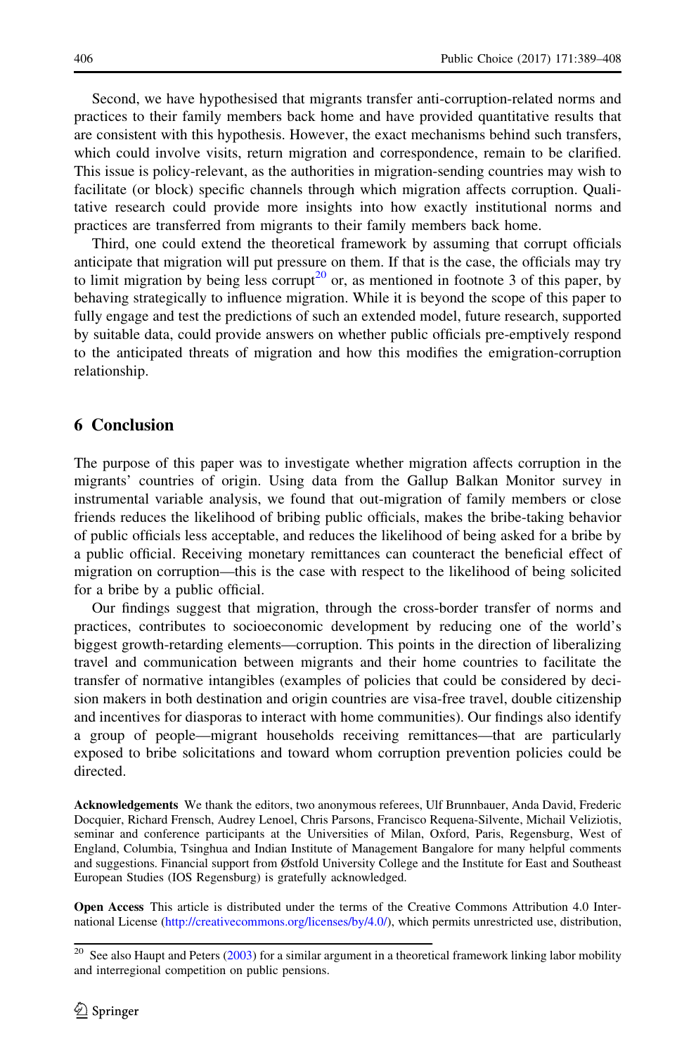Second, we have hypothesised that migrants transfer anti-corruption-related norms and practices to their family members back home and have provided quantitative results that are consistent with this hypothesis. However, the exact mechanisms behind such transfers, which could involve visits, return migration and correspondence, remain to be clarified. This issue is policy-relevant, as the authorities in migration-sending countries may wish to facilitate (or block) specific channels through which migration affects corruption. Qualitative research could provide more insights into how exactly institutional norms and practices are transferred from migrants to their family members back home.

Third, one could extend the theoretical framework by assuming that corrupt officials anticipate that migration will put pressure on them. If that is the case, the officials may try to limit migration by being less corrupt[20] or, as mentioned in footnote 3 of this paper, by behaving strategically to influence migration. While it is beyond the scope of this paper to fully engage and test the predictions of such an extended model, future research, supported by suitable data, could provide answers on whether public officials pre-emptively respond to the anticipated threats of migration and how this modifies the emigration-corruption relationship.

## 6 Conclusion

The purpose of this paper was to investigate whether migration affects corruption in the migrants' countries of origin. Using data from the Gallup Balkan Monitor survey in instrumental variable analysis, we found that out-migration of family members or close friends reduces the likelihood of bribing public officials, makes the bribe-taking behavior of public officials less acceptable, and reduces the likelihood of being asked for a bribe by a public official. Receiving monetary remittances can counteract the beneficial effect of migration on corruption—this is the case with respect to the likelihood of being solicited for a bribe by a public official.

Our findings suggest that migration, through the cross-border transfer of norms and practices, contributes to socioeconomic development by reducing one of the world's biggest growth-retarding elements—corruption. This points in the direction of liberalizing travel and communication between migrants and their home countries to facilitate the transfer of normative intangibles (examples of policies that could be considered by decision makers in both destination and origin countries are visa-free travel, double citizenship and incentives for diasporas to interact with home communities). Our findings also identify a group of people—migrant households receiving remittances—that are particularly exposed to bribe solicitations and toward whom corruption prevention policies could be directed.

**Acknowledgements** We thank the editors, two anonymous referees, Ulf Brunnbauer, Anda David, Frederic Docquier, Richard Frensch, Audrey Lenoel, Chris Parsons, Francisco Requena-Silvente, Michail Veliziotis, seminar and conference participants at the Universities of Milan, Oxford, Paris, Regensburg, West of England, Columbia, Tsinghua and Indian Institute of Management Bangalore for many helpful comments and suggestions. Financial support from Østfold University College and the Institute for East and Southeast European Studies (IOS Regensburg) is gratefully acknowledged.

**Open Access** This article is distributed under the terms of the Creative Commons Attribution 4.0 International License (http://creativecommons.org/licenses/by/4.0/), which permits unrestricted use, distribution,

---

[20] See also Haupt and Peters (2003) for a similar argument in a theoretical framework linking labor mobility and interregional competition on public pensions.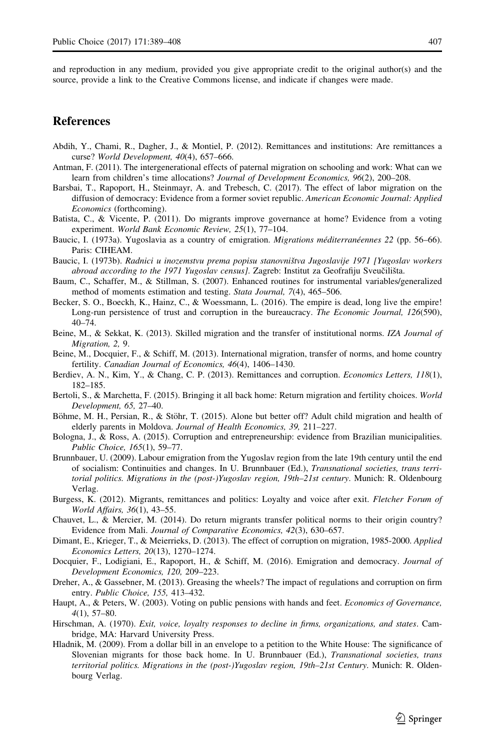and reproduction in any medium, provided you give appropriate credit to the original author(s) and the source, provide a link to the Creative Commons license, and indicate if changes were made.

## References

Abdih, Y., Chami, R., Dagher, J., & Montiel, P. (2012). Remittances and institutions: Are remittances a curse? *World Development, 40*(4), 657–666.

Antman, F. (2011). The intergenerational effects of paternal migration on schooling and work: What can we learn from children's time allocations? *Journal of Development Economics, 96*(2), 200–208.

Barsbai, T., Rapoport, H., Steinmayr, A. and Trebesch, C. (2017). The effect of labor migration on the diffusion of democracy: Evidence from a former soviet republic. *American Economic Journal: Applied Economics* (forthcoming).

Batista, C., & Vicente, P. (2011). Do migrants improve governance at home? Evidence from a voting experiment. *World Bank Economic Review, 25*(1), 77–104.

Baucic, I. (1973a). Yugoslavia as a country of emigration. *Migrations méditerranéennes 22* (pp. 56–66). Paris: CIHEAM.

Baucic, I. (1973b). *Radnici u inozemstvu prema popisu stanovništva Jugoslavije 1971 [Yugoslav workers abroad according to the 1971 Yugoslav census]*. Zagreb: Institut za Geofrafiju Sveučilišta.

Baum, C., Schaffer, M., & Stillman, S. (2007). Enhanced routines for instrumental variables/generalized method of moments estimation and testing. *Stata Journal, 7*(4), 465–506.

Becker, S. O., Boeckh, K., Hainz, C., & Woessmann, L. (2016). The empire is dead, long live the empire! Long-run persistence of trust and corruption in the bureaucracy. *The Economic Journal, 126*(590), 40–74.

Beine, M., & Sekkat, K. (2013). Skilled migration and the transfer of institutional norms. *IZA Journal of Migration, 2,* 9.

Beine, M., Docquier, F., & Schiff, M. (2013). International migration, transfer of norms, and home country fertility. *Canadian Journal of Economics, 46*(4), 1406–1430.

Berdiev, A. N., Kim, Y., & Chang, C. P. (2013). Remittances and corruption. *Economics Letters, 118*(1), 182–185.

Bertoli, S., & Marchetta, F. (2015). Bringing it all back home: Return migration and fertility choices. *World Development, 65,* 27–40.

Böhme, M. H., Persian, R., & Stöhr, T. (2015). Alone but better off? Adult child migration and health of elderly parents in Moldova. *Journal of Health Economics, 39,* 211–227.

Bologna, J., & Ross, A. (2015). Corruption and entrepreneurship: evidence from Brazilian municipalities. *Public Choice, 165*(1), 59–77.

Brunnbauer, U. (2009). Labour emigration from the Yugoslav region from the late 19th century until the end of socialism: Continuities and changes. In U. Brunnbauer (Ed.), *Transnational societies, trans territorial politics. Migrations in the (post-)Yugoslav region, 19th–21st century*. Munich: R. Oldenbourg Verlag.

Burgess, K. (2012). Migrants, remittances and politics: Loyalty and voice after exit. *Fletcher Forum of World Affairs, 36*(1), 43–55.

Chauvet, L., & Mercier, M. (2014). Do return migrants transfer political norms to their origin country? Evidence from Mali. *Journal of Comparative Economics, 42*(3), 630–657.

Dimant, E., Krieger, T., & Meierrieks, D. (2013). The effect of corruption on migration, 1985-2000. *Applied Economics Letters, 20*(13), 1270–1274.

Docquier, F., Lodigiani, E., Rapoport, H., & Schiff, M. (2016). Emigration and democracy. *Journal of Development Economics, 120,* 209–223.

Dreher, A., & Gassebner, M. (2013). Greasing the wheels? The impact of regulations and corruption on firm entry. *Public Choice, 155,* 413–432.

Haupt, A., & Peters, W. (2003). Voting on public pensions with hands and feet. *Economics of Governance, 4*(1), 57–80.

Hirschman, A. (1970). *Exit, voice, loyalty responses to decline in firms, organizations, and states*. Cambridge, MA: Harvard University Press.

Hladnik, M. (2009). From a dollar bill in an envelope to a petition to the White House: The significance of Slovenian migrants for those back home. In U. Brunnbauer (Ed.), *Transnational societies, trans territorial politics. Migrations in the (post-)Yugoslav region, 19th–21st Century*. Munich: R. Oldenbourg Verlag.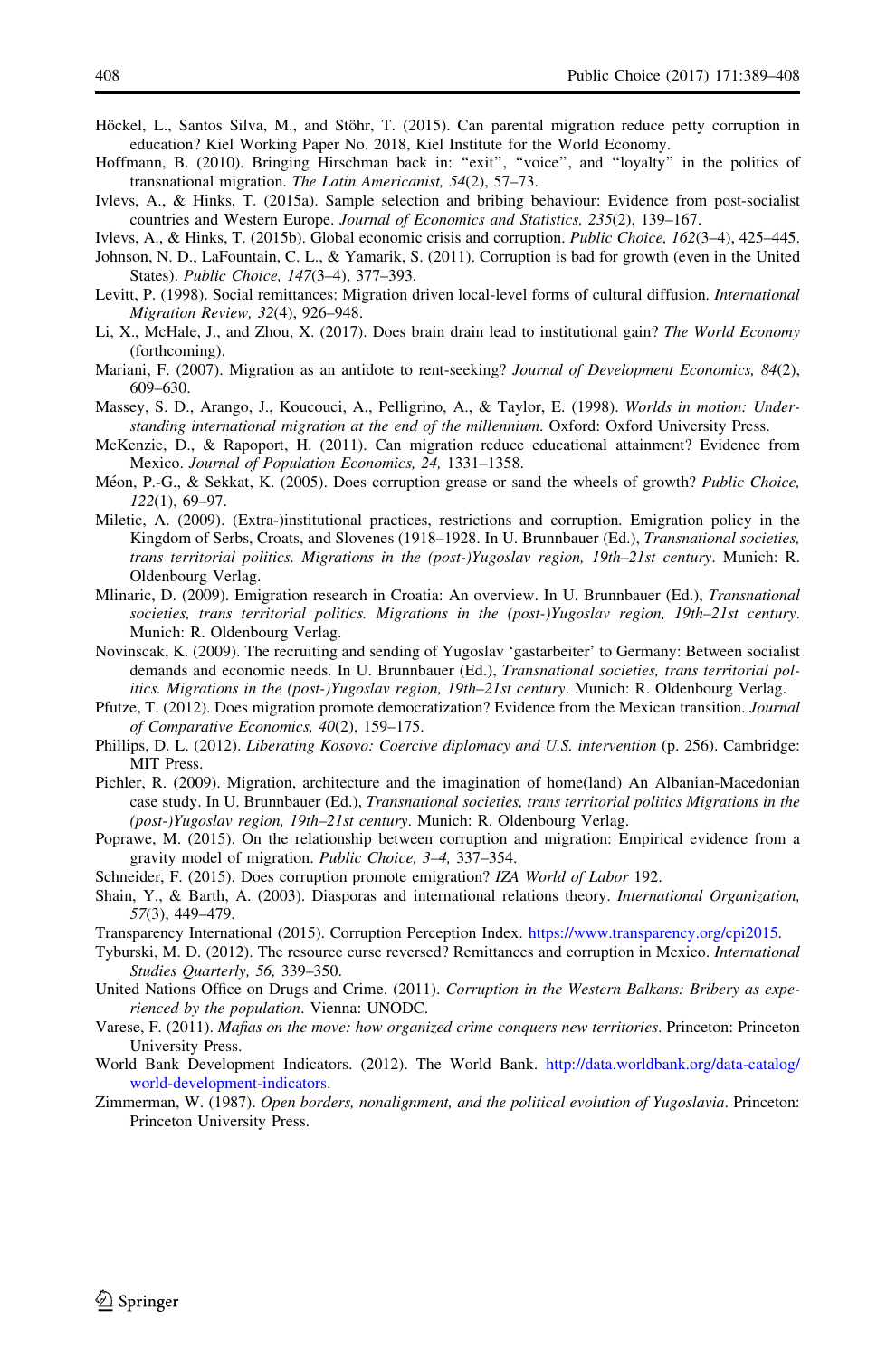Höckel, L., Santos Silva, M., and Stöhr, T. (2015). Can parental migration reduce petty corruption in education? Kiel Working Paper No. 2018, Kiel Institute for the World Economy.

Hoffmann, B. (2010). Bringing Hirschman back in: "exit", "voice", and "loyalty" in the politics of transnational migration. *The Latin Americanist, 54*(2), 57–73.

Ivlevs, A., & Hinks, T. (2015a). Sample selection and bribing behaviour: Evidence from post-socialist countries and Western Europe. *Journal of Economics and Statistics, 235*(2), 139–167.

Ivlevs, A., & Hinks, T. (2015b). Global economic crisis and corruption. *Public Choice, 162*(3–4), 425–445.

Johnson, N. D., LaFountain, C. L., & Yamarik, S. (2011). Corruption is bad for growth (even in the United States). *Public Choice, 147*(3–4), 377–393.

Levitt, P. (1998). Social remittances: Migration driven local-level forms of cultural diffusion. *International Migration Review, 32*(4), 926–948.

Li, X., McHale, J., and Zhou, X. (2017). Does brain drain lead to institutional gain? *The World Economy* (forthcoming).

Mariani, F. (2007). Migration as an antidote to rent-seeking? *Journal of Development Economics, 84*(2), 609–630.

Massey, S. D., Arango, J., Koucouci, A., Pelligrino, A., & Taylor, E. (1998). *Worlds in motion: Understanding international migration at the end of the millennium*. Oxford: Oxford University Press.

McKenzie, D., & Rapoport, H. (2011). Can migration reduce educational attainment? Evidence from Mexico. *Journal of Population Economics, 24,* 1331–1358.

Méon, P.-G., & Sekkat, K. (2005). Does corruption grease or sand the wheels of growth? *Public Choice, 122*(1), 69–97.

Miletic, A. (2009). (Extra-)institutional practices, restrictions and corruption. Emigration policy in the Kingdom of Serbs, Croats, and Slovenes (1918–1928. In U. Brunnbauer (Ed.), *Transnational societies, trans territorial politics. Migrations in the (post-)Yugoslav region, 19th–21st century*. Munich: R. Oldenbourg Verlag.

Mlinaric, D. (2009). Emigration research in Croatia: An overview. In U. Brunnbauer (Ed.), *Transnational societies, trans territorial politics. Migrations in the (post-)Yugoslav region, 19th–21st century*. Munich: R. Oldenbourg Verlag.

Novinscak, K. (2009). The recruiting and sending of Yugoslav 'gastarbeiter' to Germany: Between socialist demands and economic needs. In U. Brunnbauer (Ed.), *Transnational societies, trans territorial politics. Migrations in the (post-)Yugoslav region, 19th–21st century*. Munich: R. Oldenbourg Verlag.

Pfutze, T. (2012). Does migration promote democratization? Evidence from the Mexican transition. *Journal of Comparative Economics, 40*(2), 159–175.

Phillips, D. L. (2012). *Liberating Kosovo: Coercive diplomacy and U.S. intervention* (p. 256). Cambridge: MIT Press.

Pichler, R. (2009). Migration, architecture and the imagination of home(land) An Albanian-Macedonian case study. In U. Brunnbauer (Ed.), *Transnational societies, trans territorial politics Migrations in the (post-)Yugoslav region, 19th–21st century*. Munich: R. Oldenbourg Verlag.

Poprawe, M. (2015). On the relationship between corruption and migration: Empirical evidence from a gravity model of migration. *Public Choice, 3–4,* 337–354.

Schneider, F. (2015). Does corruption promote emigration? *IZA World of Labor* 192.

Shain, Y., & Barth, A. (2003). Diasporas and international relations theory. *International Organization, 57*(3), 449–479.

Transparency International (2015). Corruption Perception Index. https://www.transparency.org/cpi2015.

Tyburski, M. D. (2012). The resource curse reversed? Remittances and corruption in Mexico. *International Studies Quarterly, 56,* 339–350.

United Nations Office on Drugs and Crime. (2011). *Corruption in the Western Balkans: Bribery as experienced by the population*. Vienna: UNODC.

Varese, F. (2011). *Mafias on the move: how organized crime conquers new territories*. Princeton: Princeton University Press.

World Bank Development Indicators. (2012). The World Bank. http://data.worldbank.org/data-catalog/world-development-indicators.

Zimmerman, W. (1987). *Open borders, nonalignment, and the political evolution of Yugoslavia*. Princeton: Princeton University Press.